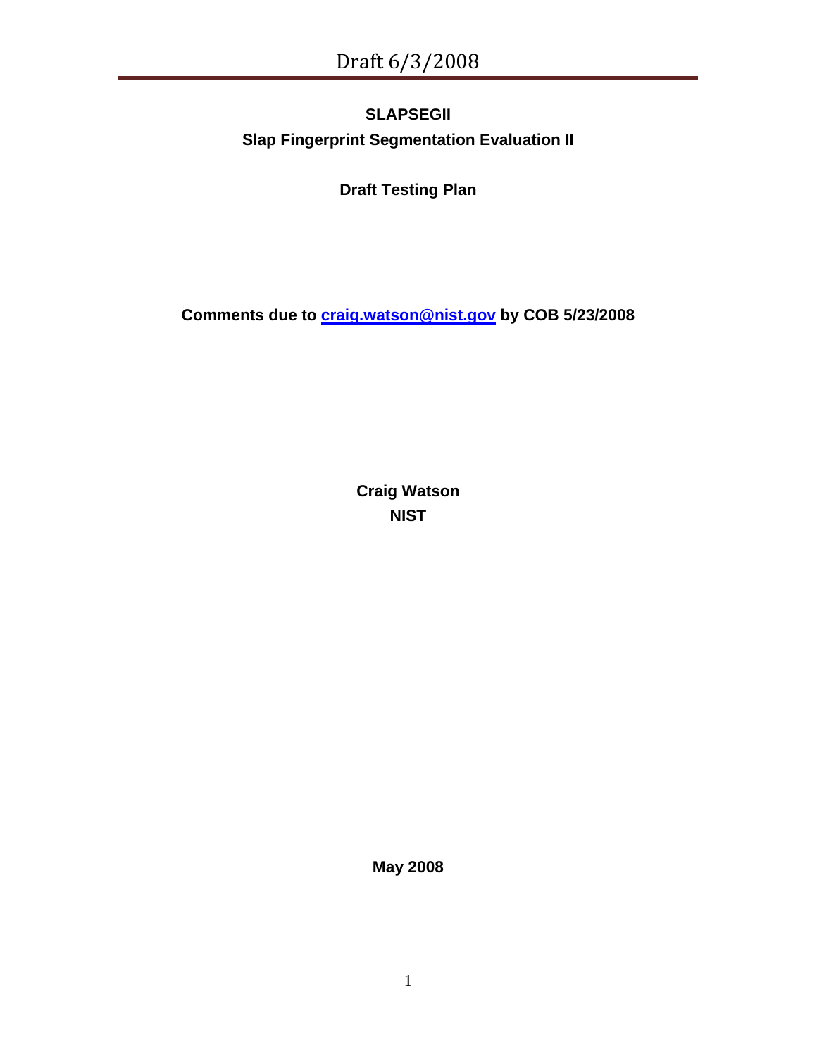# SLAPSEGII

## Slap Fingerprint Segmentation Evaluation II

**Draft Testing Plan**

**Comments due to [craig.watson@nist.gov](mailto:craig.watson@nist.gov) by COB 5/23/2008**

**Craig Watson**
**NIST**

**May 2008**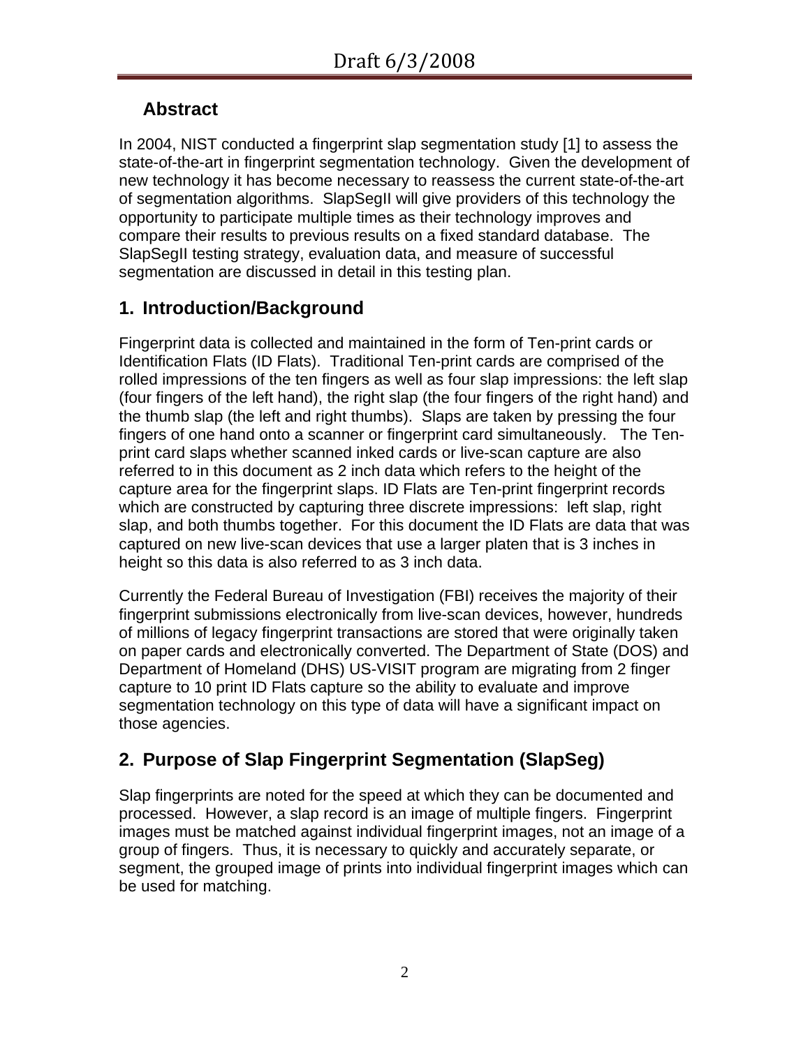## Abstract

In 2004, NIST conducted a fingerprint slap segmentation study [1] to assess the state-of-the-art in fingerprint segmentation technology. Given the development of new technology it has become necessary to reassess the current state-of-the-art of segmentation algorithms. SlapSegII will give providers of this technology the opportunity to participate multiple times as their technology improves and compare their results to previous results on a fixed standard database. The SlapSegII testing strategy, evaluation data, and measure of successful segmentation are discussed in detail in this testing plan.

## 1. Introduction/Background

Fingerprint data is collected and maintained in the form of Ten-print cards or Identification Flats (ID Flats). Traditional Ten-print cards are comprised of the rolled impressions of the ten fingers as well as four slap impressions: the left slap (four fingers of the left hand), the right slap (the four fingers of the right hand) and the thumb slap (the left and right thumbs). Slaps are taken by pressing the four fingers of one hand onto a scanner or fingerprint card simultaneously. The Ten-print card slaps whether scanned inked cards or live-scan capture are also referred to in this document as 2 inch data which refers to the height of the capture area for the fingerprint slaps. ID Flats are Ten-print fingerprint records which are constructed by capturing three discrete impressions: left slap, right slap, and both thumbs together. For this document the ID Flats are data that was captured on new live-scan devices that use a larger platen that is 3 inches in height so this data is also referred to as 3 inch data.

Currently the Federal Bureau of Investigation (FBI) receives the majority of their fingerprint submissions electronically from live-scan devices, however, hundreds of millions of legacy fingerprint transactions are stored that were originally taken on paper cards and electronically converted. The Department of State (DOS) and Department of Homeland (DHS) US-VISIT program are migrating from 2 finger capture to 10 print ID Flats capture so the ability to evaluate and improve segmentation technology on this type of data will have a significant impact on those agencies.

## 2. Purpose of Slap Fingerprint Segmentation (SlapSeg)

Slap fingerprints are noted for the speed at which they can be documented and processed. However, a slap record is an image of multiple fingers. Fingerprint images must be matched against individual fingerprint images, not an image of a group of fingers. Thus, it is necessary to quickly and accurately separate, or segment, the grouped image of prints into individual fingerprint images which can be used for matching.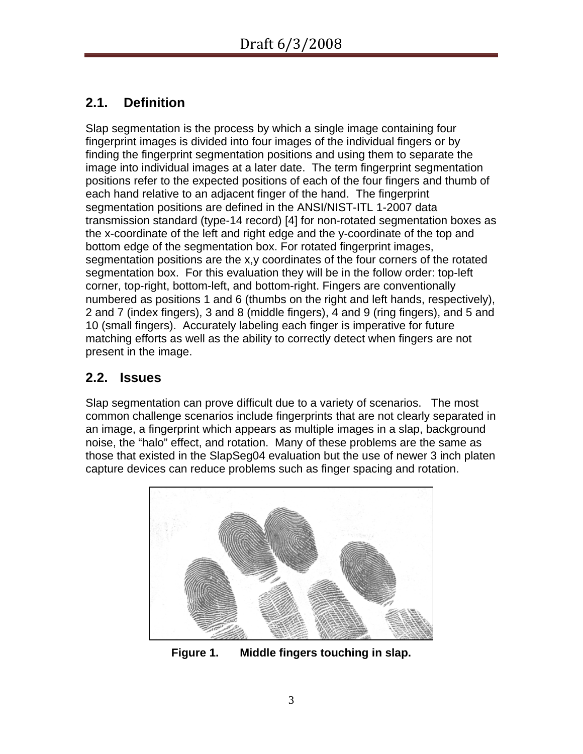## 2.1. Definition

Slap segmentation is the process by which a single image containing four fingerprint images is divided into four images of the individual fingers or by finding the fingerprint segmentation positions and using them to separate the image into individual images at a later date. The term fingerprint segmentation positions refer to the expected positions of each of the four fingers and thumb of each hand relative to an adjacent finger of the hand. The fingerprint segmentation positions are defined in the ANSI/NIST-ITL 1-2007 data transmission standard (type-14 record) [4] for non-rotated segmentation boxes as the x-coordinate of the left and right edge and the y-coordinate of the top and bottom edge of the segmentation box. For rotated fingerprint images, segmentation positions are the x,y coordinates of the four corners of the rotated segmentation box. For this evaluation they will be in the follow order: top-left corner, top-right, bottom-left, and bottom-right. Fingers are conventionally numbered as positions 1 and 6 (thumbs on the right and left hands, respectively), 2 and 7 (index fingers), 3 and 8 (middle fingers), 4 and 9 (ring fingers), and 5 and 10 (small fingers). Accurately labeling each finger is imperative for future matching efforts as well as the ability to correctly detect when fingers are not present in the image.

## 2.2. Issues

Slap segmentation can prove difficult due to a variety of scenarios. The most common challenge scenarios include fingerprints that are not clearly separated in an image, a fingerprint which appears as multiple images in a slap, background noise, the "halo" effect, and rotation. Many of these problems are the same as those that existed in the SlapSeg04 evaluation but the use of newer 3 inch platen capture devices can reduce problems such as finger spacing and rotation.

**Figure 1. Middle fingers touching in slap.**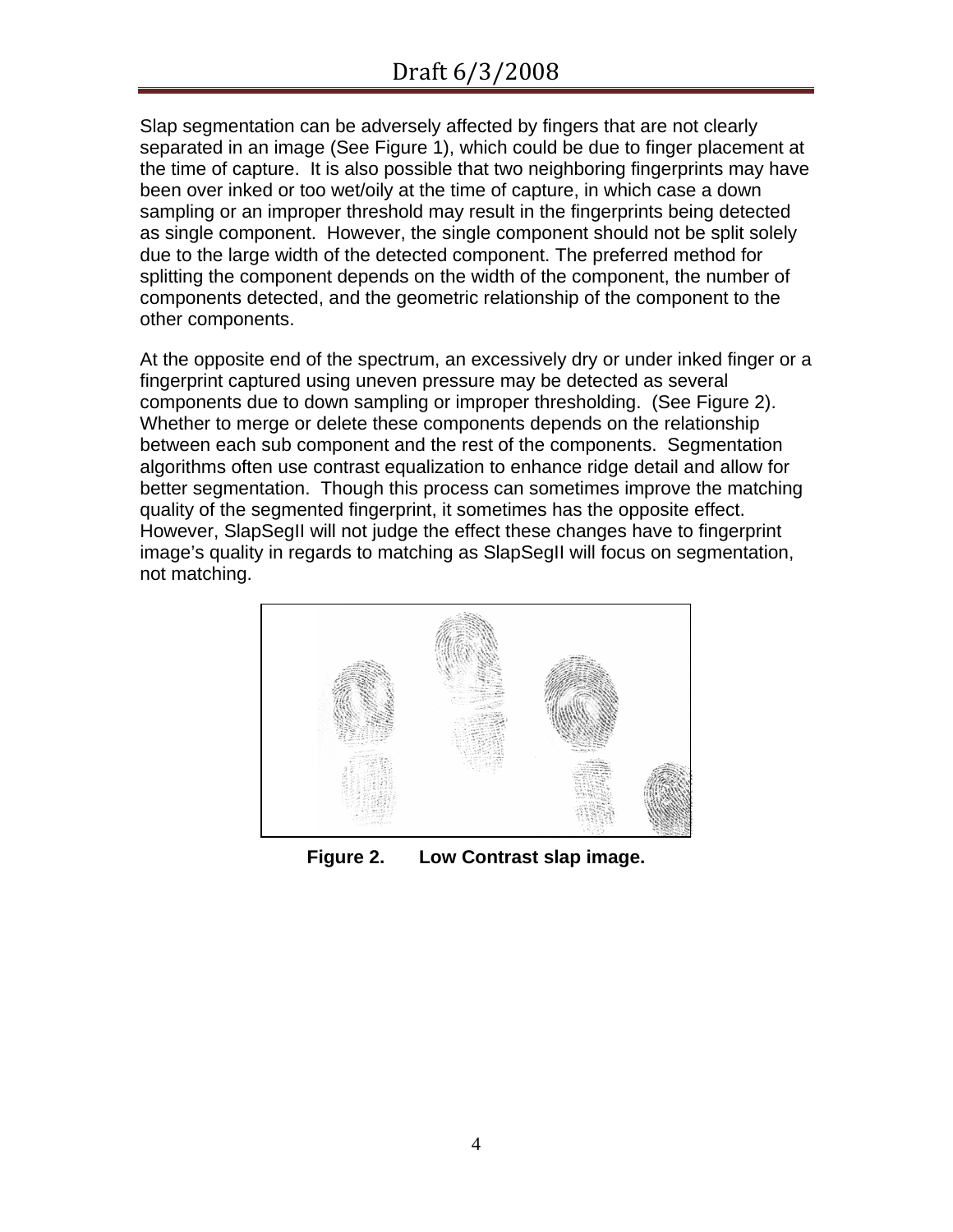Slap segmentation can be adversely affected by fingers that are not clearly separated in an image (See Figure 1), which could be due to finger placement at the time of capture. It is also possible that two neighboring fingerprints may have been over inked or too wet/oily at the time of capture, in which case a down sampling or an improper threshold may result in the fingerprints being detected as single component. However, the single component should not be split solely due to the large width of the detected component. The preferred method for splitting the component depends on the width of the component, the number of components detected, and the geometric relationship of the component to the other components.

At the opposite end of the spectrum, an excessively dry or under inked finger or a fingerprint captured using uneven pressure may be detected as several components due to down sampling or improper thresholding. (See Figure 2). Whether to merge or delete these components depends on the relationship between each sub component and the rest of the components. Segmentation algorithms often use contrast equalization to enhance ridge detail and allow for better segmentation. Though this process can sometimes improve the matching quality of the segmented fingerprint, it sometimes has the opposite effect. However, SlapSegII will not judge the effect these changes have to fingerprint image's quality in regards to matching as SlapSegII will focus on segmentation, not matching.

**Figure 2. Low Contrast slap image.**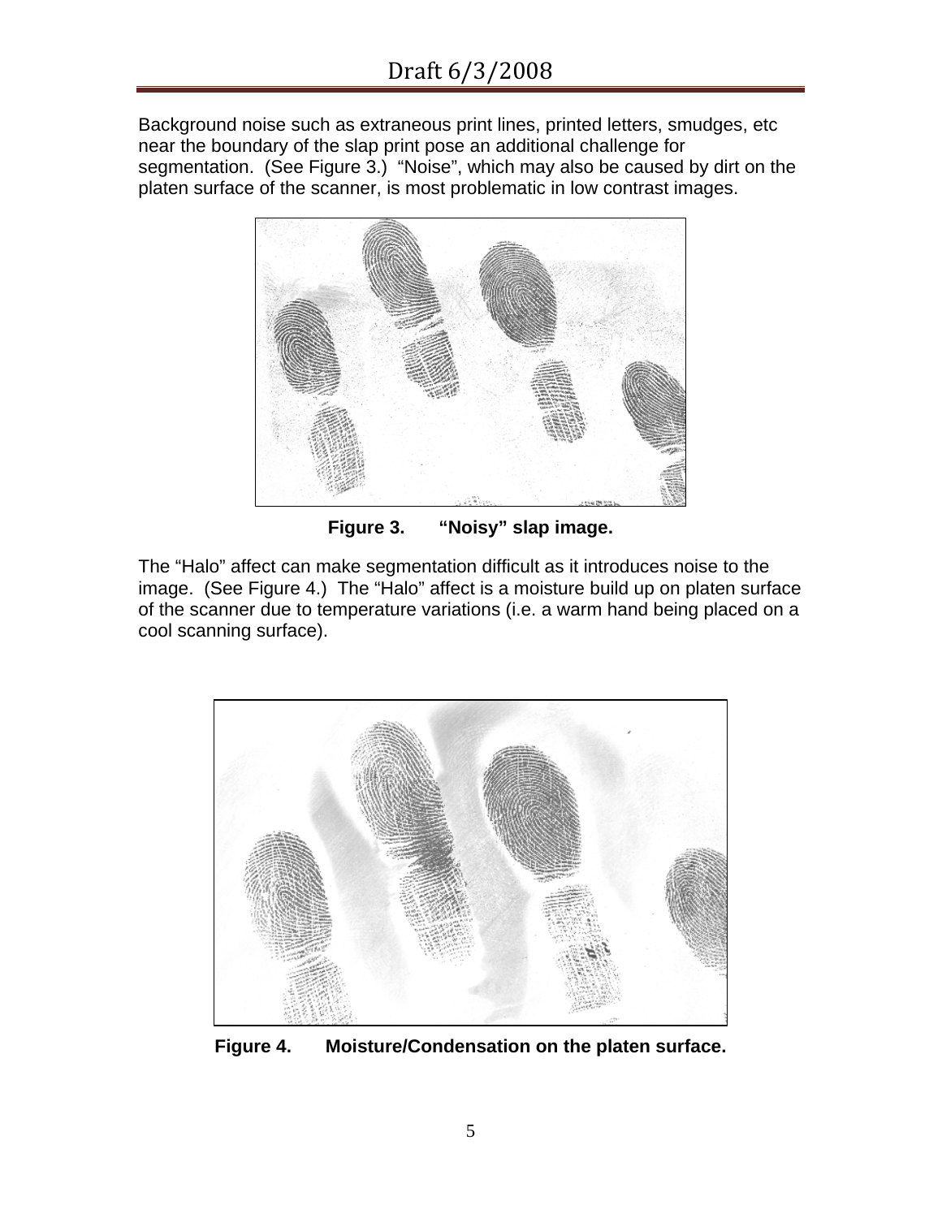Background noise such as extraneous print lines, printed letters, smudges, etc near the boundary of the slap print pose an additional challenge for segmentation. (See Figure 3.) "Noise", which may also be caused by dirt on the platen surface of the scanner, is most problematic in low contrast images.

**Figure 3. "Noisy" slap image.**

The "Halo" affect can make segmentation difficult as it introduces noise to the image. (See Figure 4.) The "Halo" affect is a moisture build up on platen surface of the scanner due to temperature variations (i.e. a warm hand being placed on a cool scanning surface).

**Figure 4. Moisture/Condensation on the platen surface.**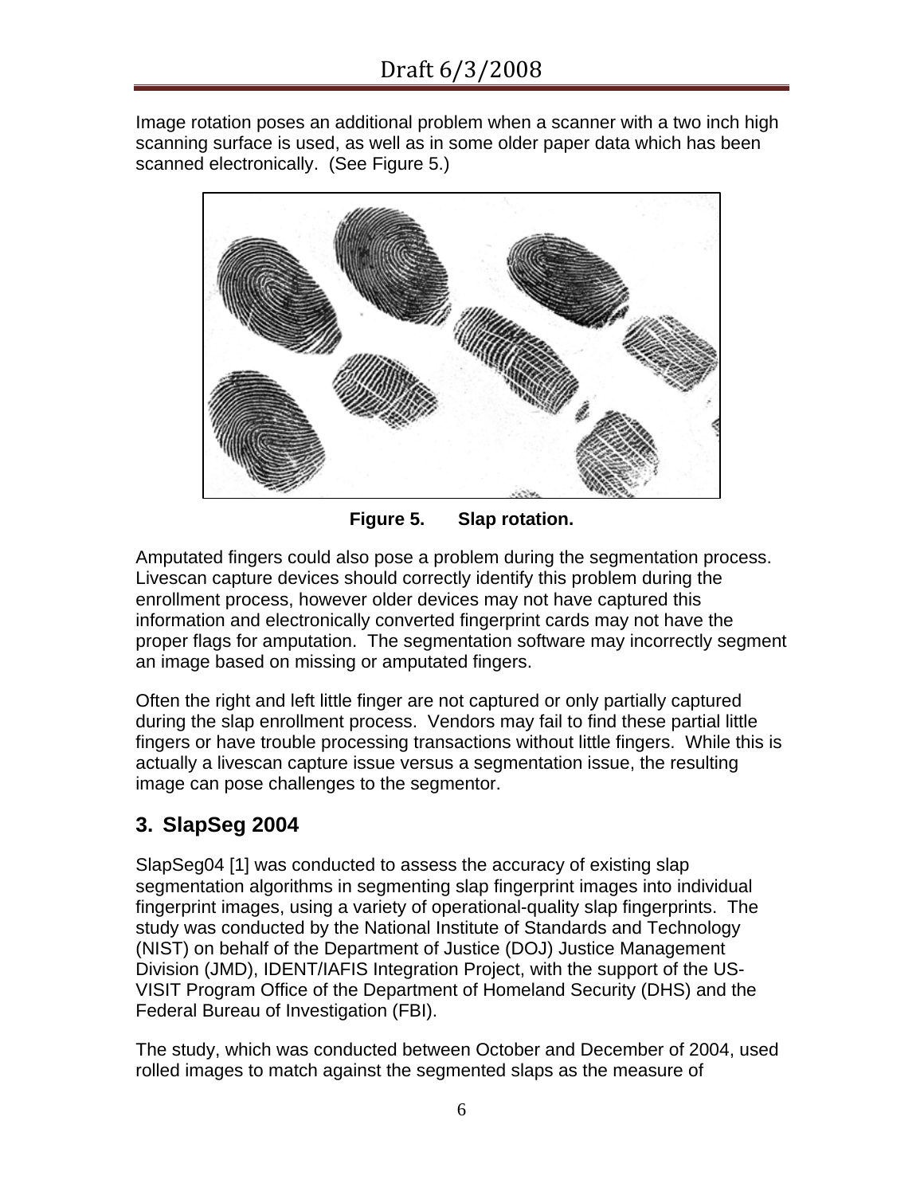Image rotation poses an additional problem when a scanner with a two inch high scanning surface is used, as well as in some older paper data which has been scanned electronically. (See Figure 5.)

**Figure 5. Slap rotation.**

Amputated fingers could also pose a problem during the segmentation process. Livescan capture devices should correctly identify this problem during the enrollment process, however older devices may not have captured this information and electronically converted fingerprint cards may not have the proper flags for amputation. The segmentation software may incorrectly segment an image based on missing or amputated fingers.

Often the right and left little finger are not captured or only partially captured during the slap enrollment process. Vendors may fail to find these partial little fingers or have trouble processing transactions without little fingers. While this is actually a livescan capture issue versus a segmentation issue, the resulting image can pose challenges to the segmentor.

## 3. SlapSeg 2004

SlapSeg04 [1] was conducted to assess the accuracy of existing slap segmentation algorithms in segmenting slap fingerprint images into individual fingerprint images, using a variety of operational-quality slap fingerprints. The study was conducted by the National Institute of Standards and Technology (NIST) on behalf of the Department of Justice (DOJ) Justice Management Division (JMD), IDENT/IAFIS Integration Project, with the support of the US-VISIT Program Office of the Department of Homeland Security (DHS) and the Federal Bureau of Investigation (FBI).

The study, which was conducted between October and December of 2004, used rolled images to match against the segmented slaps as the measure of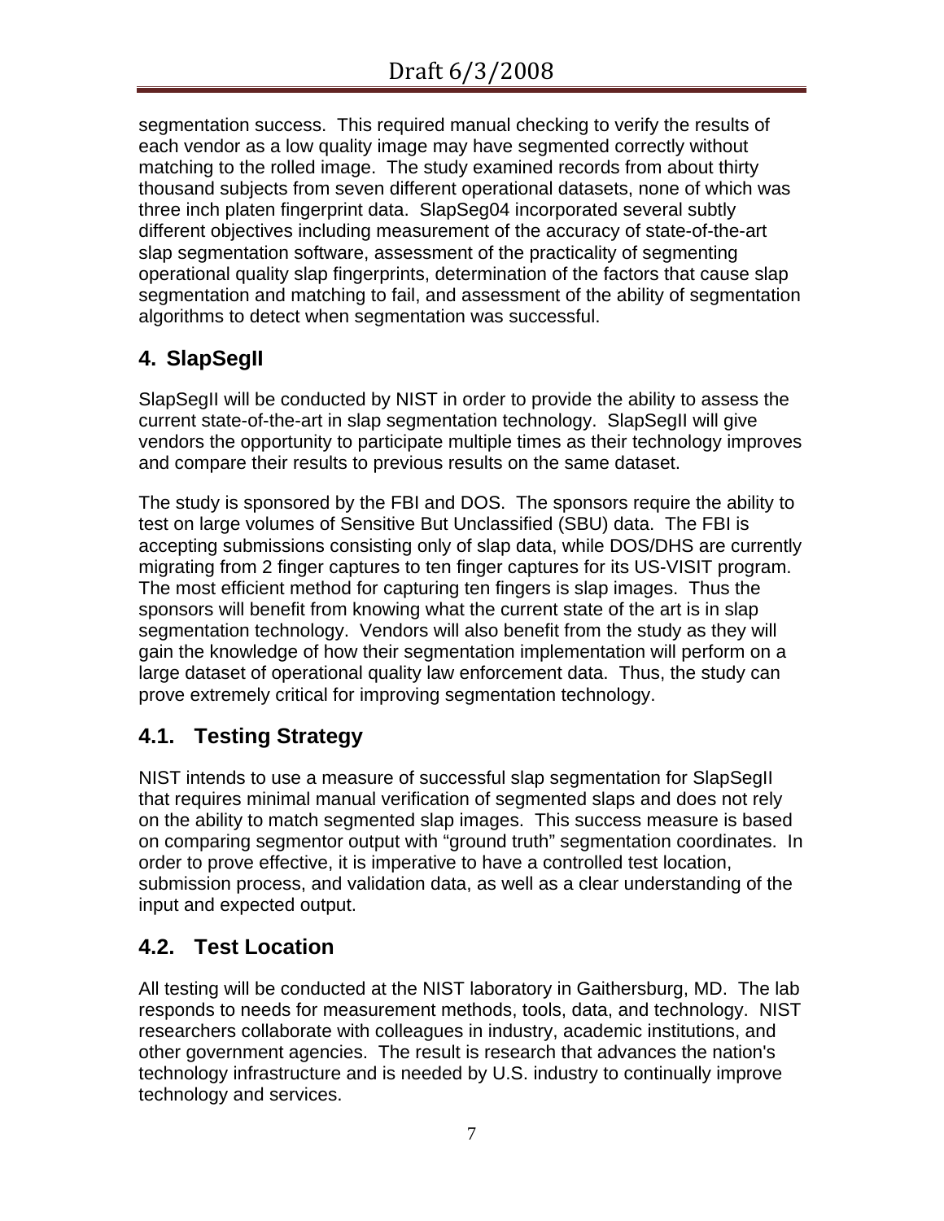segmentation success. This required manual checking to verify the results of each vendor as a low quality image may have segmented correctly without matching to the rolled image. The study examined records from about thirty thousand subjects from seven different operational datasets, none of which was three inch platen fingerprint data. SlapSeg04 incorporated several subtly different objectives including measurement of the accuracy of state-of-the-art slap segmentation software, assessment of the practicality of segmenting operational quality slap fingerprints, determination of the factors that cause slap segmentation and matching to fail, and assessment of the ability of segmentation algorithms to detect when segmentation was successful.

## 4. SlapSegII

SlapSegII will be conducted by NIST in order to provide the ability to assess the current state-of-the-art in slap segmentation technology. SlapSegII will give vendors the opportunity to participate multiple times as their technology improves and compare their results to previous results on the same dataset.

The study is sponsored by the FBI and DOS. The sponsors require the ability to test on large volumes of Sensitive But Unclassified (SBU) data. The FBI is accepting submissions consisting only of slap data, while DOS/DHS are currently migrating from 2 finger captures to ten finger captures for its US-VISIT program. The most efficient method for capturing ten fingers is slap images. Thus the sponsors will benefit from knowing what the current state of the art is in slap segmentation technology. Vendors will also benefit from the study as they will gain the knowledge of how their segmentation implementation will perform on a large dataset of operational quality law enforcement data. Thus, the study can prove extremely critical for improving segmentation technology.

### 4.1. Testing Strategy

NIST intends to use a measure of successful slap segmentation for SlapSegII that requires minimal manual verification of segmented slaps and does not rely on the ability to match segmented slap images. This success measure is based on comparing segmentor output with "ground truth" segmentation coordinates. In order to prove effective, it is imperative to have a controlled test location, submission process, and validation data, as well as a clear understanding of the input and expected output.

### 4.2. Test Location

All testing will be conducted at the NIST laboratory in Gaithersburg, MD. The lab responds to needs for measurement methods, tools, data, and technology. NIST researchers collaborate with colleagues in industry, academic institutions, and other government agencies. The result is research that advances the nation's technology infrastructure and is needed by U.S. industry to continually improve technology and services.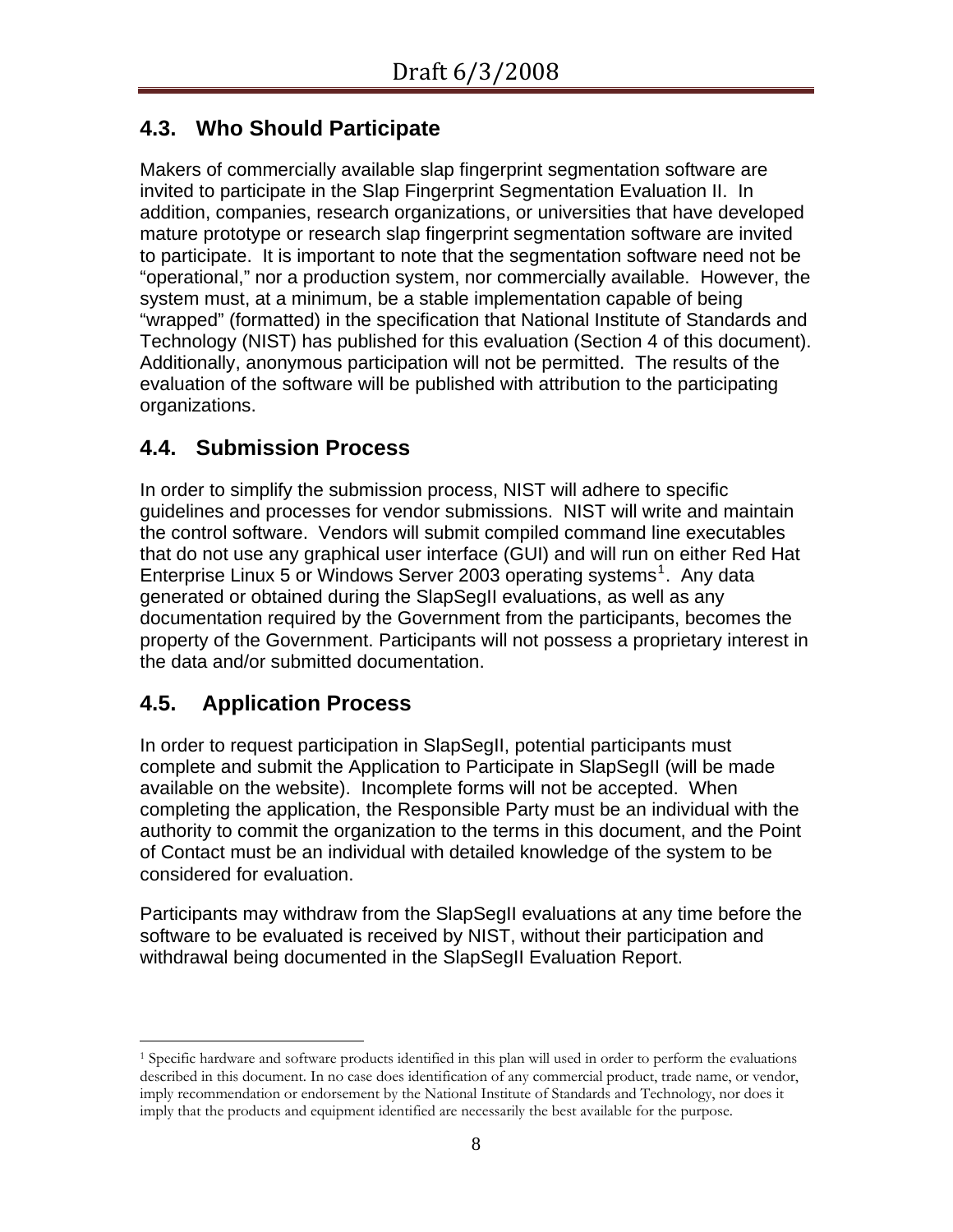## 4.3. Who Should Participate

Makers of commercially available slap fingerprint segmentation software are invited to participate in the Slap Fingerprint Segmentation Evaluation II. In addition, companies, research organizations, or universities that have developed mature prototype or research slap fingerprint segmentation software are invited to participate. It is important to note that the segmentation software need not be "operational," nor a production system, nor commercially available. However, the system must, at a minimum, be a stable implementation capable of being "wrapped" (formatted) in the specification that National Institute of Standards and Technology (NIST) has published for this evaluation (Section 4 of this document). Additionally, anonymous participation will not be permitted. The results of the evaluation of the software will be published with attribution to the participating organizations.

## 4.4. Submission Process

In order to simplify the submission process, NIST will adhere to specific guidelines and processes for vendor submissions. NIST will write and maintain the control software. Vendors will submit compiled command line executables that do not use any graphical user interface (GUI) and will run on either Red Hat Enterprise Linux 5 or Windows Server 2003 operating systems[1]. Any data generated or obtained during the SlapSegII evaluations, as well as any documentation required by the Government from the participants, becomes the property of the Government. Participants will not possess a proprietary interest in the data and/or submitted documentation.

## 4.5. Application Process

In order to request participation in SlapSegII, potential participants must complete and submit the Application to Participate in SlapSegII (will be made available on the website). Incomplete forms will not be accepted. When completing the application, the Responsible Party must be an individual with the authority to commit the organization to the terms in this document, and the Point of Contact must be an individual with detailed knowledge of the system to be considered for evaluation.

Participants may withdraw from the SlapSegII evaluations at any time before the software to be evaluated is received by NIST, without their participation and withdrawal being documented in the SlapSegII Evaluation Report.

---

[1] Specific hardware and software products identified in this plan will used in order to perform the evaluations described in this document. In no case does identification of any commercial product, trade name, or vendor, imply recommendation or endorsement by the National Institute of Standards and Technology, nor does it imply that the products and equipment identified are necessarily the best available for the purpose.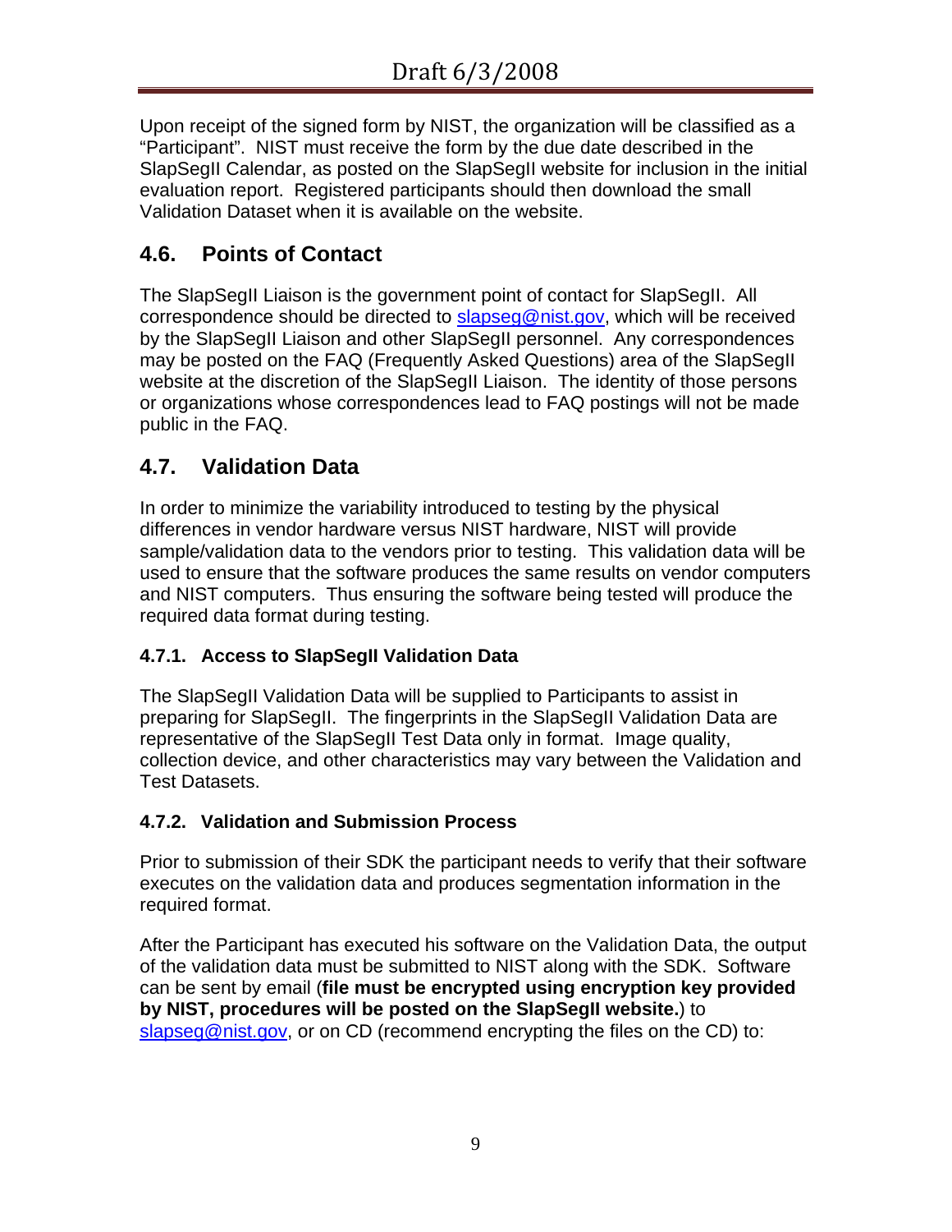Upon receipt of the signed form by NIST, the organization will be classified as a "Participant". NIST must receive the form by the due date described in the SlapSegII Calendar, as posted on the SlapSegII website for inclusion in the initial evaluation report. Registered participants should then download the small Validation Dataset when it is available on the website.

## 4.6. Points of Contact

The SlapSegII Liaison is the government point of contact for SlapSegII. All correspondence should be directed to slapseg@nist.gov, which will be received by the SlapSegII Liaison and other SlapSegII personnel. Any correspondences may be posted on the FAQ (Frequently Asked Questions) area of the SlapSegII website at the discretion of the SlapSegII Liaison. The identity of those persons or organizations whose correspondences lead to FAQ postings will not be made public in the FAQ.

## 4.7. Validation Data

In order to minimize the variability introduced to testing by the physical differences in vendor hardware versus NIST hardware, NIST will provide sample/validation data to the vendors prior to testing. This validation data will be used to ensure that the software produces the same results on vendor computers and NIST computers. Thus ensuring the software being tested will produce the required data format during testing.

### 4.7.1. Access to SlapSegII Validation Data

The SlapSegII Validation Data will be supplied to Participants to assist in preparing for SlapSegII. The fingerprints in the SlapSegII Validation Data are representative of the SlapSegII Test Data only in format. Image quality, collection device, and other characteristics may vary between the Validation and Test Datasets.

### 4.7.2. Validation and Submission Process

Prior to submission of their SDK the participant needs to verify that their software executes on the validation data and produces segmentation information in the required format.

After the Participant has executed his software on the Validation Data, the output of the validation data must be submitted to NIST along with the SDK. Software can be sent by email (**file must be encrypted using encryption key provided by NIST, procedures will be posted on the SlapSegII website.**) to slapseg@nist.gov, or on CD (recommend encrypting the files on the CD) to: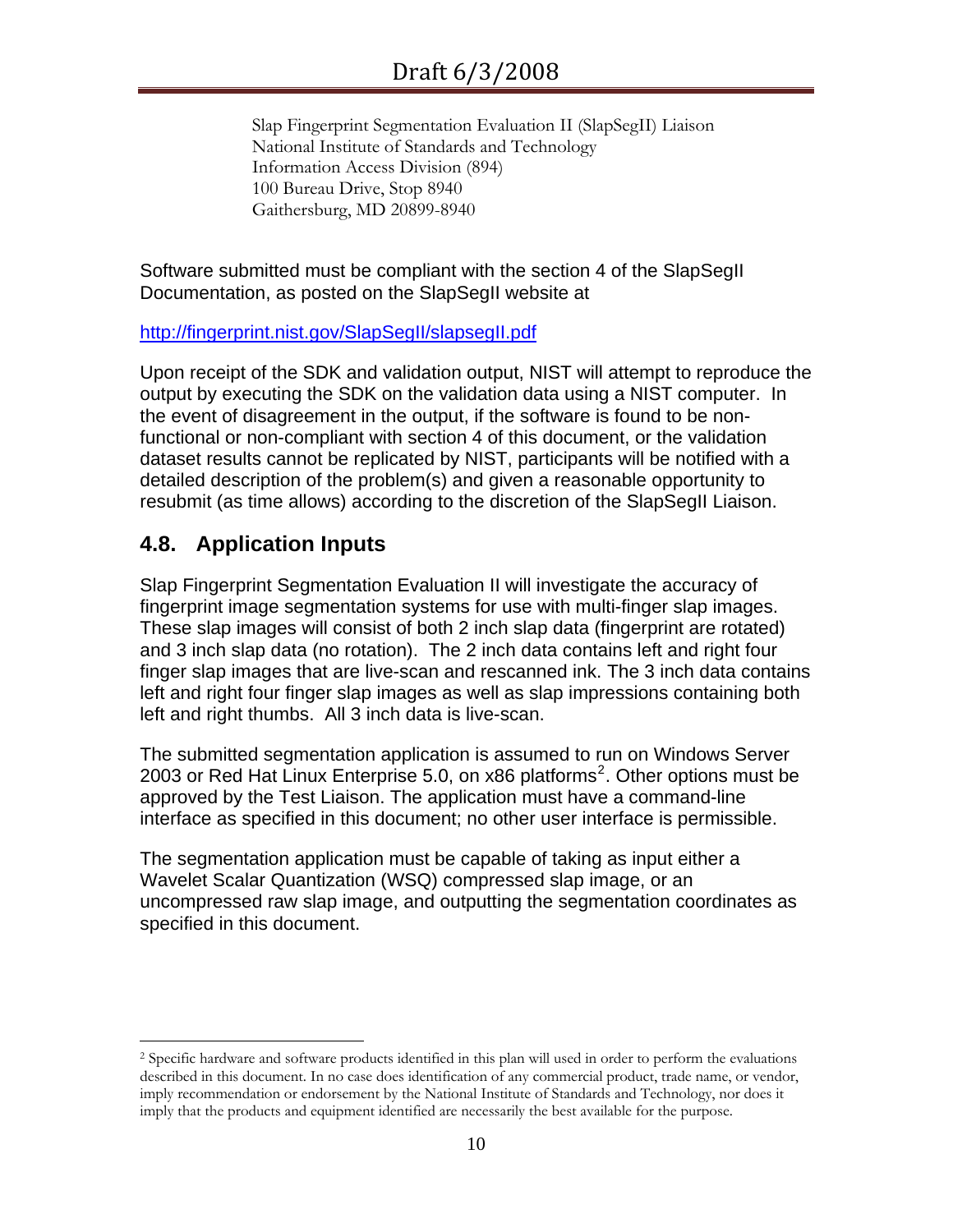Slap Fingerprint Segmentation Evaluation II (SlapSegII) Liaison
National Institute of Standards and Technology
Information Access Division (894)
100 Bureau Drive, Stop 8940
Gaithersburg, MD 20899-8940

Software submitted must be compliant with the section 4 of the SlapSegII Documentation, as posted on the SlapSegII website at

http://fingerprint.nist.gov/SlapSegII/slapsegII.pdf

Upon receipt of the SDK and validation output, NIST will attempt to reproduce the output by executing the SDK on the validation data using a NIST computer. In the event of disagreement in the output, if the software is found to be non-functional or non-compliant with section 4 of this document, or the validation dataset results cannot be replicated by NIST, participants will be notified with a detailed description of the problem(s) and given a reasonable opportunity to resubmit (as time allows) according to the discretion of the SlapSegII Liaison.

## 4.8. Application Inputs

Slap Fingerprint Segmentation Evaluation II will investigate the accuracy of fingerprint image segmentation systems for use with multi-finger slap images. These slap images will consist of both 2 inch slap data (fingerprint are rotated) and 3 inch slap data (no rotation). The 2 inch data contains left and right four finger slap images that are live-scan and rescanned ink. The 3 inch data contains left and right four finger slap images as well as slap impressions containing both left and right thumbs. All 3 inch data is live-scan.

The submitted segmentation application is assumed to run on Windows Server 2003 or Red Hat Linux Enterprise 5.0, on x86 platforms[2]. Other options must be approved by the Test Liaison. The application must have a command-line interface as specified in this document; no other user interface is permissible.

The segmentation application must be capable of taking as input either a Wavelet Scalar Quantization (WSQ) compressed slap image, or an uncompressed raw slap image, and outputting the segmentation coordinates as specified in this document.

---

[2] Specific hardware and software products identified in this plan will used in order to perform the evaluations described in this document. In no case does identification of any commercial product, trade name, or vendor, imply recommendation or endorsement by the National Institute of Standards and Technology, nor does it imply that the products and equipment identified are necessarily the best available for the purpose.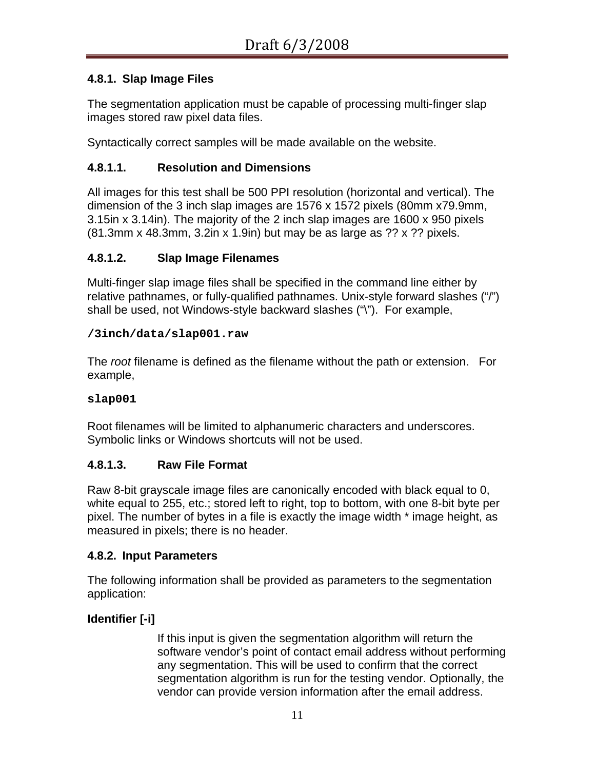### 4.8.1. Slap Image Files

The segmentation application must be capable of processing multi-finger slap images stored raw pixel data files.

Syntactically correct samples will be made available on the website.

#### 4.8.1.1. Resolution and Dimensions

All images for this test shall be 500 PPI resolution (horizontal and vertical). The dimension of the 3 inch slap images are 1576 x 1572 pixels (80mm x79.9mm, 3.15in x 3.14in). The majority of the 2 inch slap images are 1600 x 950 pixels (81.3mm x 48.3mm, 3.2in x 1.9in) but may be as large as ?? x ?? pixels.

#### 4.8.1.2. Slap Image Filenames

Multi-finger slap image files shall be specified in the command line either by relative pathnames, or fully-qualified pathnames. Unix-style forward slashes (“/”) shall be used, not Windows-style backward slashes (“\”). For example,

```
/3inch/data/slap001.raw
```

The *root* filename is defined as the filename without the path or extension. For example,

```
slap001
```

Root filenames will be limited to alphanumeric characters and underscores. Symbolic links or Windows shortcuts will not be used.

#### 4.8.1.3. Raw File Format

Raw 8-bit grayscale image files are canonically encoded with black equal to 0, white equal to 255, etc.; stored left to right, top to bottom, with one 8-bit byte per pixel. The number of bytes in a file is exactly the image width * image height, as measured in pixels; there is no header.

### 4.8.2. Input Parameters

The following information shall be provided as parameters to the segmentation application:

**Identifier [-i]**

If this input is given the segmentation algorithm will return the software vendor’s point of contact email address without performing any segmentation. This will be used to confirm that the correct segmentation algorithm is run for the testing vendor. Optionally, the vendor can provide version information after the email address.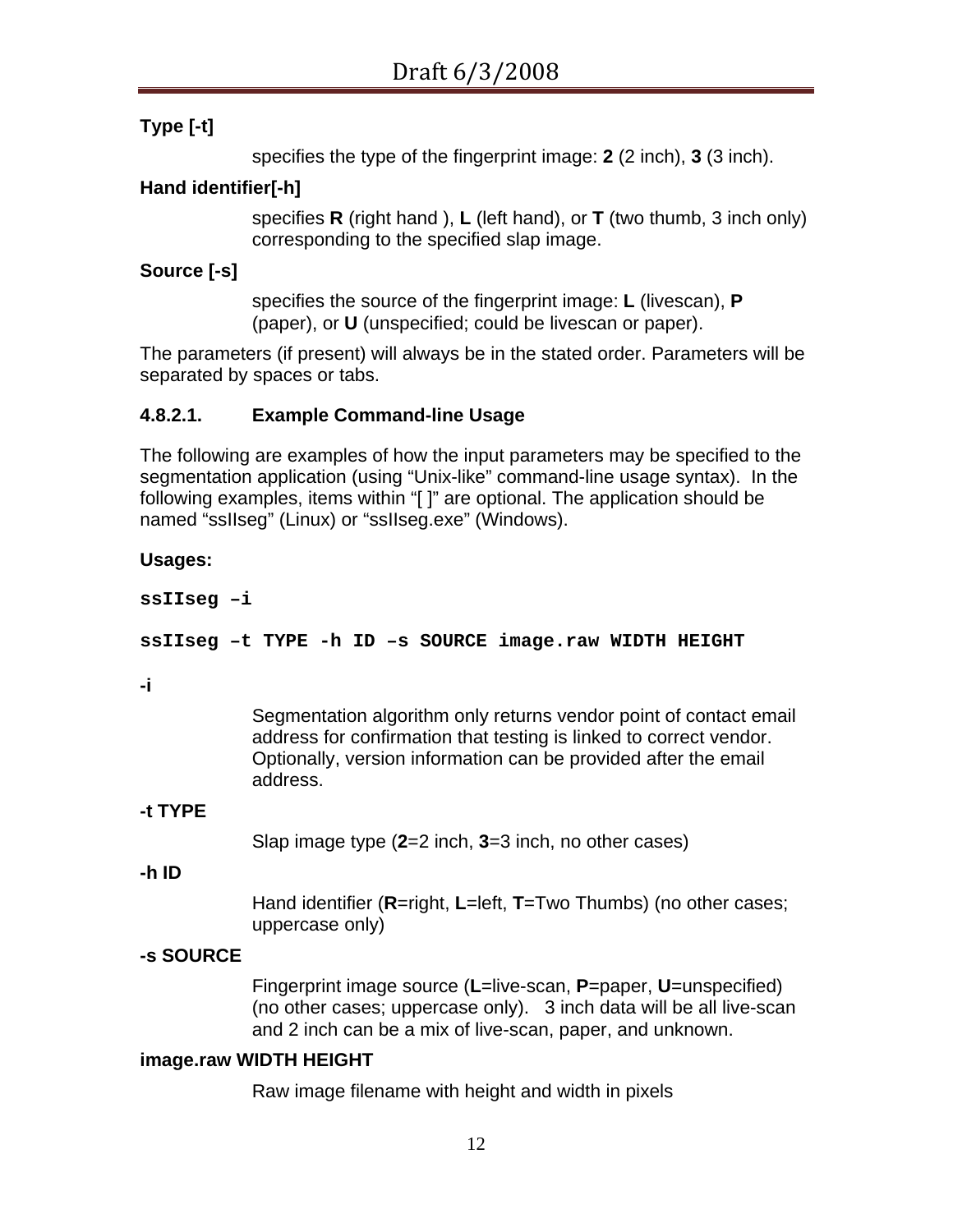**Type [-t]**

specifies the type of the fingerprint image: **2** (2 inch), **3** (3 inch).

**Hand identifier[-h]**

specifies **R** (right hand ), **L** (left hand), or **T** (two thumb, 3 inch only) corresponding to the specified slap image.

**Source [-s]**

specifies the source of the fingerprint image: **L** (livescan), **P** (paper), or **U** (unspecified; could be livescan or paper).

The parameters (if present) will always be in the stated order. Parameters will be separated by spaces or tabs.

#### 4.8.2.1. Example Command-line Usage

The following are examples of how the input parameters may be specified to the segmentation application (using “Unix-like” command-line usage syntax). In the following examples, items within “[ ]” are optional. The application should be named “ssIIseg” (Linux) or “ssIIseg.exe” (Windows).

**Usages:**

```
ssIIseg –i

ssIIseg –t TYPE -h ID –s SOURCE image.raw WIDTH HEIGHT
```

**-i**

Segmentation algorithm only returns vendor point of contact email address for confirmation that testing is linked to correct vendor. Optionally, version information can be provided after the email address.

**-t TYPE**

Slap image type (**2**=2 inch, **3**=3 inch, no other cases)

**-h ID**

Hand identifier (**R**=right, **L**=left, **T**=Two Thumbs) (no other cases; uppercase only)

**-s SOURCE**

Fingerprint image source (**L**=live-scan, **P**=paper, **U**=unspecified) (no other cases; uppercase only). 3 inch data will be all live-scan and 2 inch can be a mix of live-scan, paper, and unknown.

**image.raw WIDTH HEIGHT**

Raw image filename with height and width in pixels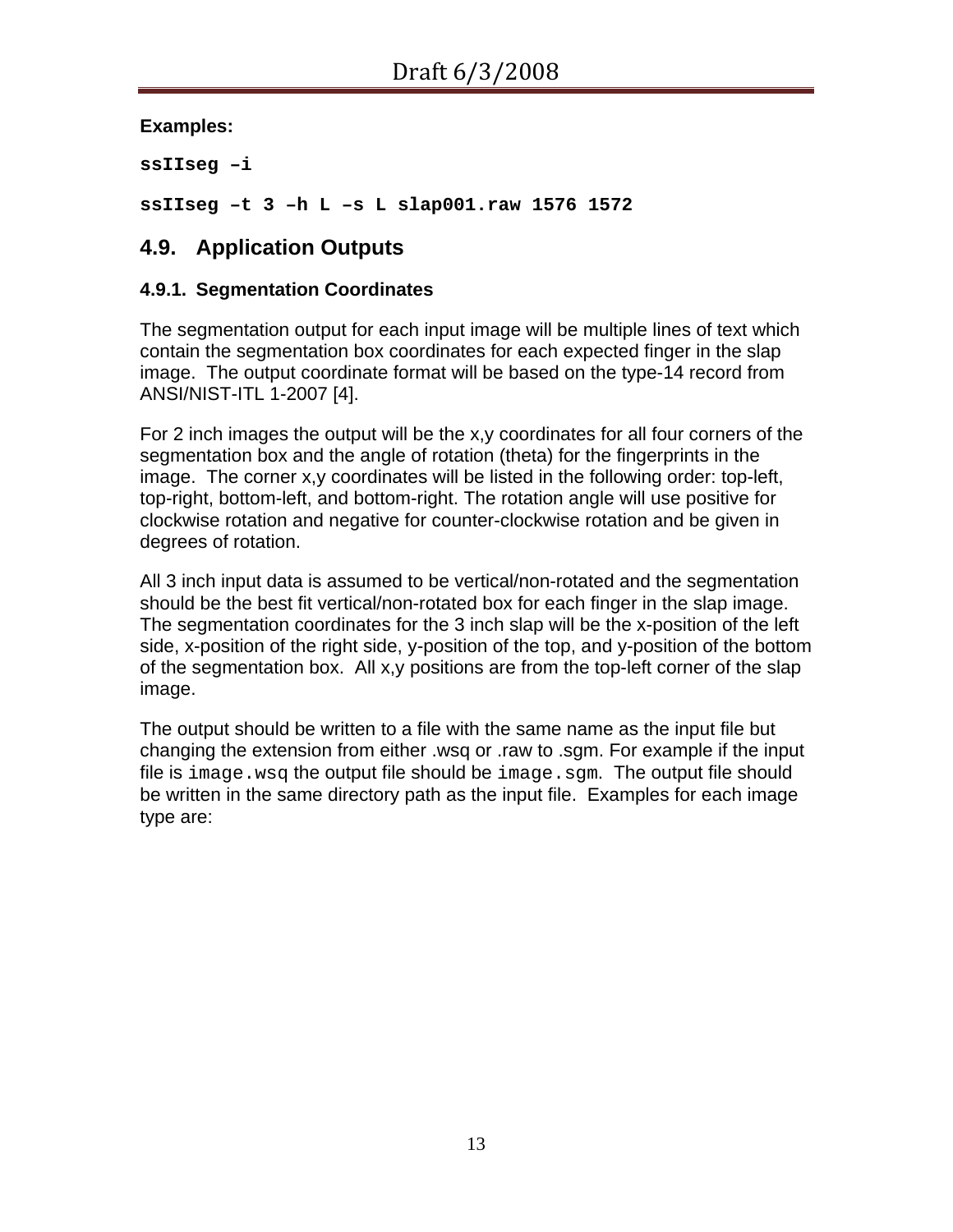**Examples:**

```
ssIIseg –i
```

```
ssIIseg –t 3 –h L –s L slap001.raw 1576 1572
```

## 4.9. Application Outputs

### 4.9.1. Segmentation Coordinates

The segmentation output for each input image will be multiple lines of text which contain the segmentation box coordinates for each expected finger in the slap image. The output coordinate format will be based on the type-14 record from ANSI/NIST-ITL 1-2007 [4].

For 2 inch images the output will be the x,y coordinates for all four corners of the segmentation box and the angle of rotation (theta) for the fingerprints in the image. The corner x,y coordinates will be listed in the following order: top-left, top-right, bottom-left, and bottom-right. The rotation angle will use positive for clockwise rotation and negative for counter-clockwise rotation and be given in degrees of rotation.

All 3 inch input data is assumed to be vertical/non-rotated and the segmentation should be the best fit vertical/non-rotated box for each finger in the slap image. The segmentation coordinates for the 3 inch slap will be the x-position of the left side, x-position of the right side, y-position of the top, and y-position of the bottom of the segmentation box. All x,y positions are from the top-left corner of the slap image.

The output should be written to a file with the same name as the input file but changing the extension from either .wsq or .raw to .sgm. For example if the input file is `image.wsq` the output file should be `image.sgm`. The output file should be written in the same directory path as the input file. Examples for each image type are: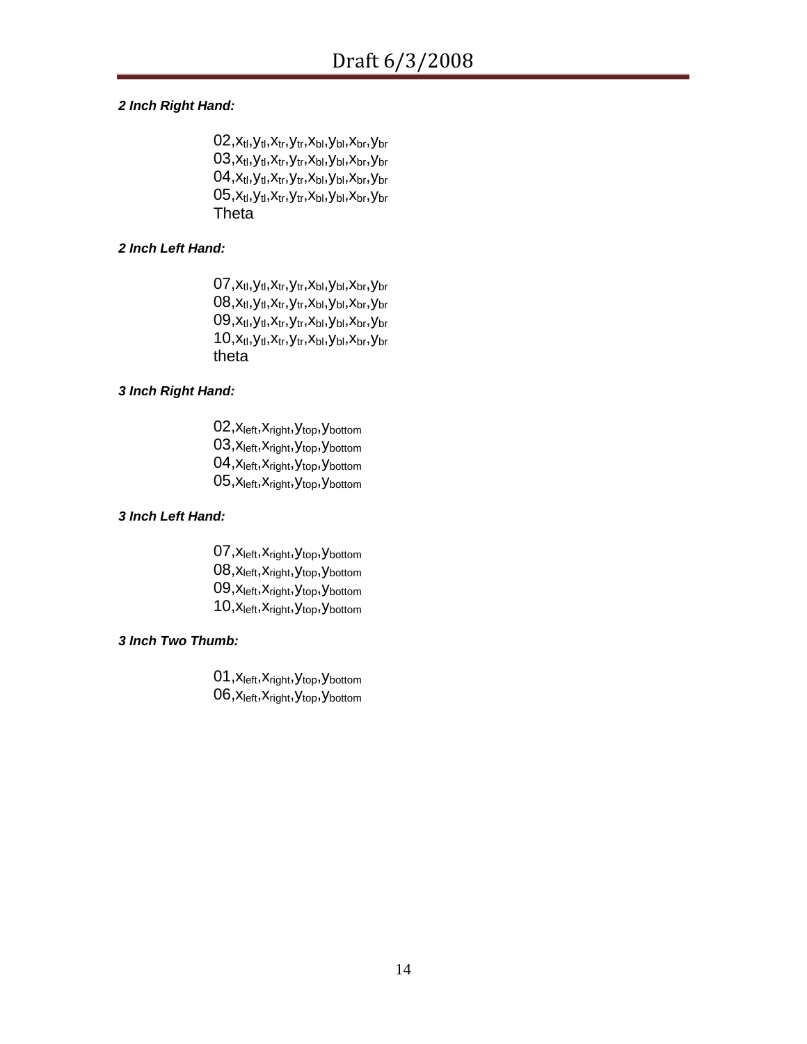***2 Inch Right Hand:***

02,$x_{tl}$,$y_{tl}$,$x_{tr}$,$y_{tr}$,$x_{bl}$,$y_{bl}$,$x_{br}$,$y_{br}$
03,$x_{tl}$,$y_{tl}$,$x_{tr}$,$y_{tr}$,$x_{bl}$,$y_{bl}$,$x_{br}$,$y_{br}$
04,$x_{tl}$,$y_{tl}$,$x_{tr}$,$y_{tr}$,$x_{bl}$,$y_{bl}$,$x_{br}$,$y_{br}$
05,$x_{tl}$,$y_{tl}$,$x_{tr}$,$y_{tr}$,$x_{bl}$,$y_{bl}$,$x_{br}$,$y_{br}$
Theta

***2 Inch Left Hand:***

07,$x_{tl}$,$y_{tl}$,$x_{tr}$,$y_{tr}$,$x_{bl}$,$y_{bl}$,$x_{br}$,$y_{br}$
08,$x_{tl}$,$y_{tl}$,$x_{tr}$,$y_{tr}$,$x_{bl}$,$y_{bl}$,$x_{br}$,$y_{br}$
09,$x_{tl}$,$y_{tl}$,$x_{tr}$,$y_{tr}$,$x_{bl}$,$y_{bl}$,$x_{br}$,$y_{br}$
10,$x_{tl}$,$y_{tl}$,$x_{tr}$,$y_{tr}$,$x_{bl}$,$y_{bl}$,$x_{br}$,$y_{br}$
theta

***3 Inch Right Hand:***

02,$x_{left}$,$x_{right}$,$y_{top}$,$y_{bottom}$
03,$x_{left}$,$x_{right}$,$y_{top}$,$y_{bottom}$
04,$x_{left}$,$x_{right}$,$y_{top}$,$y_{bottom}$
05,$x_{left}$,$x_{right}$,$y_{top}$,$y_{bottom}$

***3 Inch Left Hand:***

07,$x_{left}$,$x_{right}$,$y_{top}$,$y_{bottom}$
08,$x_{left}$,$x_{right}$,$y_{top}$,$y_{bottom}$
09,$x_{left}$,$x_{right}$,$y_{top}$,$y_{bottom}$
10,$x_{left}$,$x_{right}$,$y_{top}$,$y_{bottom}$

***3 Inch Two Thumb:***

01,$x_{left}$,$x_{right}$,$y_{top}$,$y_{bottom}$
06,$x_{left}$,$x_{right}$,$y_{top}$,$y_{bottom}$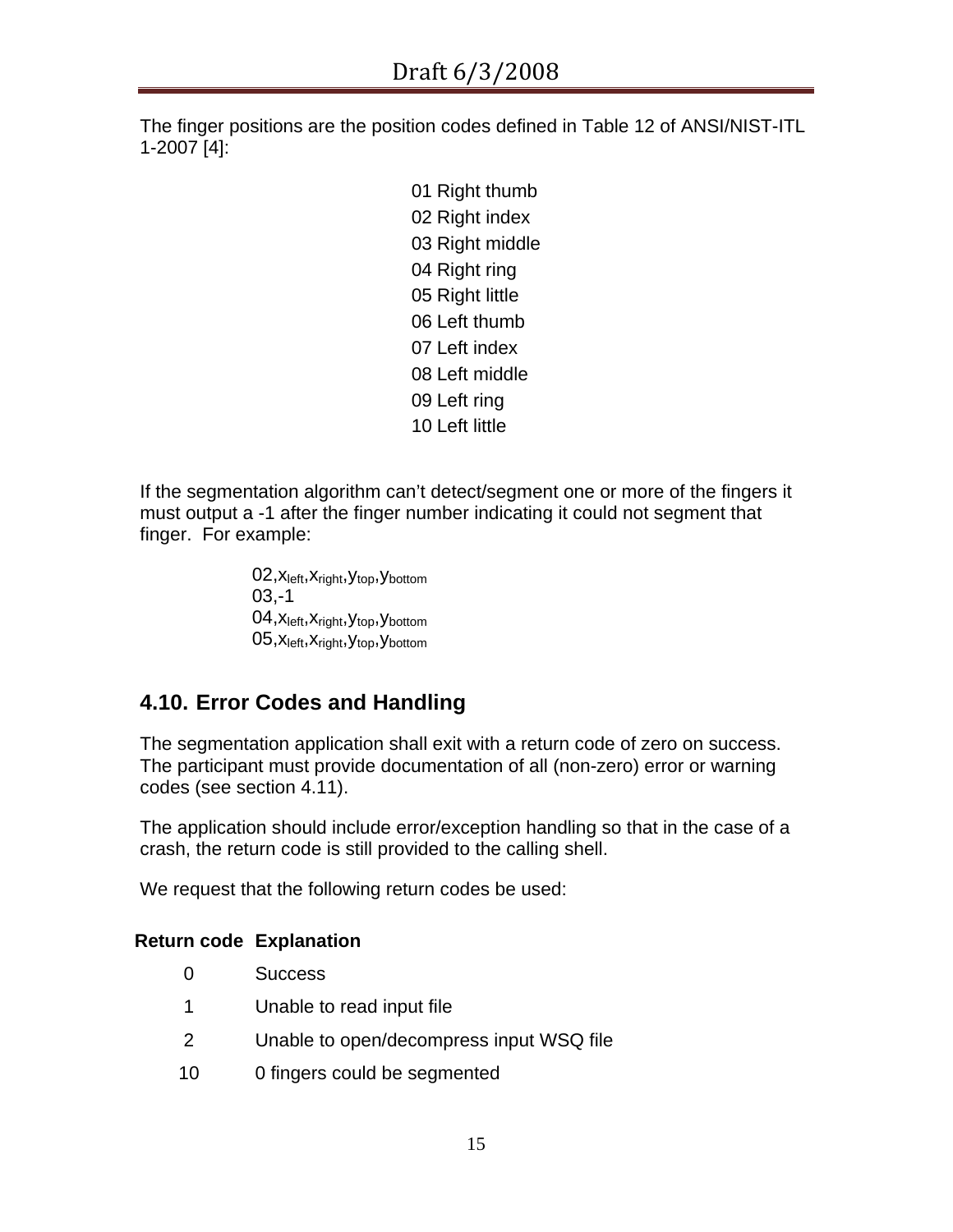The finger positions are the position codes defined in Table 12 of ANSI/NIST-ITL 1-2007 [4]:

01 Right thumb
02 Right index
03 Right middle
04 Right ring
05 Right little
06 Left thumb
07 Left index
08 Left middle
09 Left ring
10 Left little

If the segmentation algorithm can't detect/segment one or more of the fingers it must output a -1 after the finger number indicating it could not segment that finger. For example:

02,$x_{left}$,$x_{right}$,$y_{top}$,$y_{bottom}$
03,-1
04,$x_{left}$,$x_{right}$,$y_{top}$,$y_{bottom}$
05,$x_{left}$,$x_{right}$,$y_{top}$,$y_{bottom}$

## 4.10. Error Codes and Handling

The segmentation application shall exit with a return code of zero on success. The participant must provide documentation of all (non-zero) error or warning codes (see section 4.11).

The application should include error/exception handling so that in the case of a crash, the return code is still provided to the calling shell.

We request that the following return codes be used:

| Return code | Explanation |
|---|---|
| 0 | Success |
| 1 | Unable to read input file |
| 2 | Unable to open/decompress input WSQ file |
| 10 | 0 fingers could be segmented |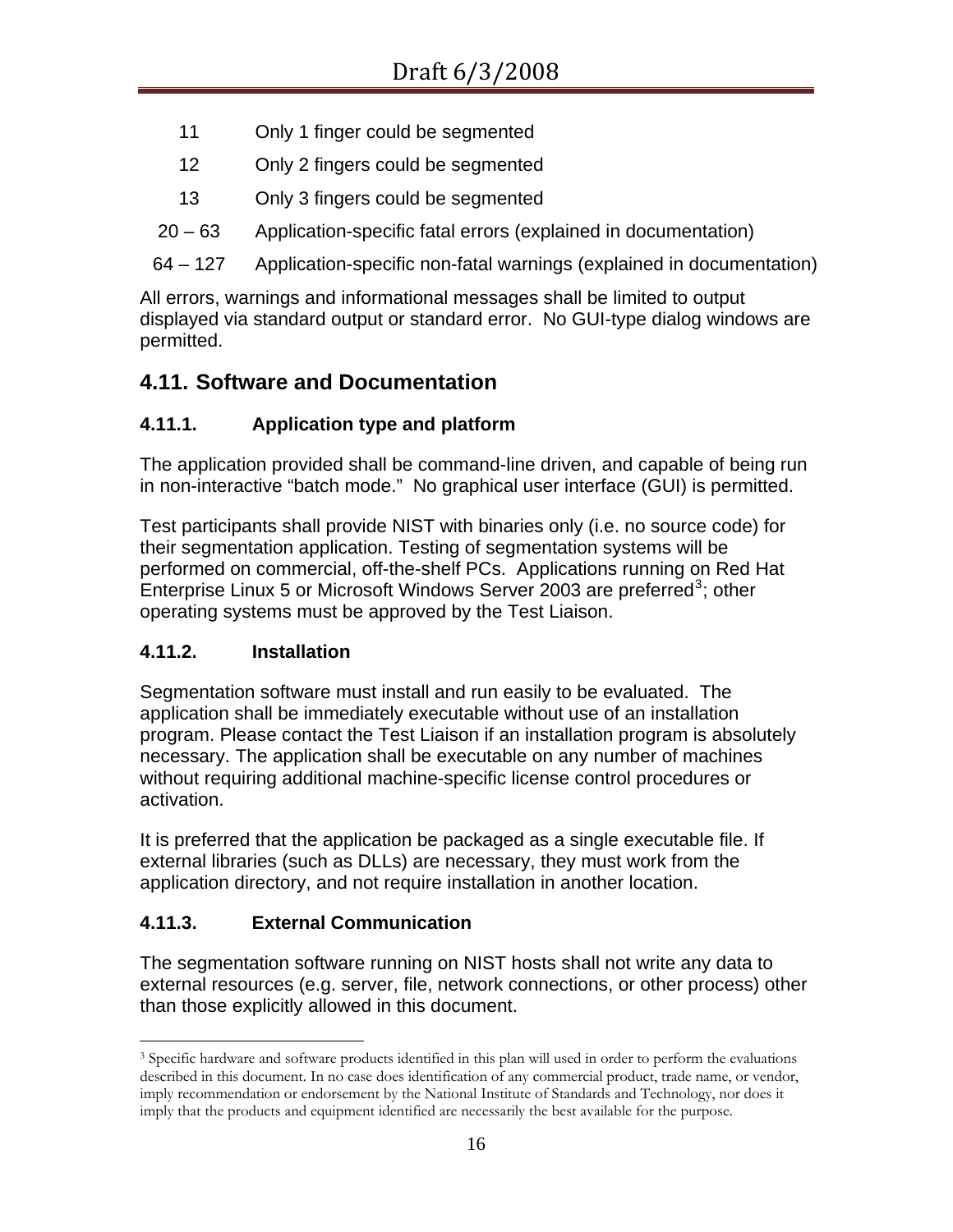| | |
|---|---|
| 11 | Only 1 finger could be segmented |
| 12 | Only 2 fingers could be segmented |
| 13 | Only 3 fingers could be segmented |
| 20 – 63 | Application-specific fatal errors (explained in documentation) |
| 64 – 127 | Application-specific non-fatal warnings (explained in documentation) |

All errors, warnings and informational messages shall be limited to output displayed via standard output or standard error. No GUI-type dialog windows are permitted.

## 4.11. Software and Documentation

### 4.11.1. Application type and platform

The application provided shall be command-line driven, and capable of being run in non-interactive "batch mode." No graphical user interface (GUI) is permitted.

Test participants shall provide NIST with binaries only (i.e. no source code) for their segmentation application. Testing of segmentation systems will be performed on commercial, off-the-shelf PCs. Applications running on Red Hat Enterprise Linux 5 or Microsoft Windows Server 2003 are preferred[3]; other operating systems must be approved by the Test Liaison.

### 4.11.2. Installation

Segmentation software must install and run easily to be evaluated. The application shall be immediately executable without use of an installation program. Please contact the Test Liaison if an installation program is absolutely necessary. The application shall be executable on any number of machines without requiring additional machine-specific license control procedures or activation.

It is preferred that the application be packaged as a single executable file. If external libraries (such as DLLs) are necessary, they must work from the application directory, and not require installation in another location.

### 4.11.3. External Communication

The segmentation software running on NIST hosts shall not write any data to external resources (e.g. server, file, network connections, or other process) other than those explicitly allowed in this document.

[3] Specific hardware and software products identified in this plan will used in order to perform the evaluations described in this document. In no case does identification of any commercial product, trade name, or vendor, imply recommendation or endorsement by the National Institute of Standards and Technology, nor does it imply that the products and equipment identified are necessarily the best available for the purpose.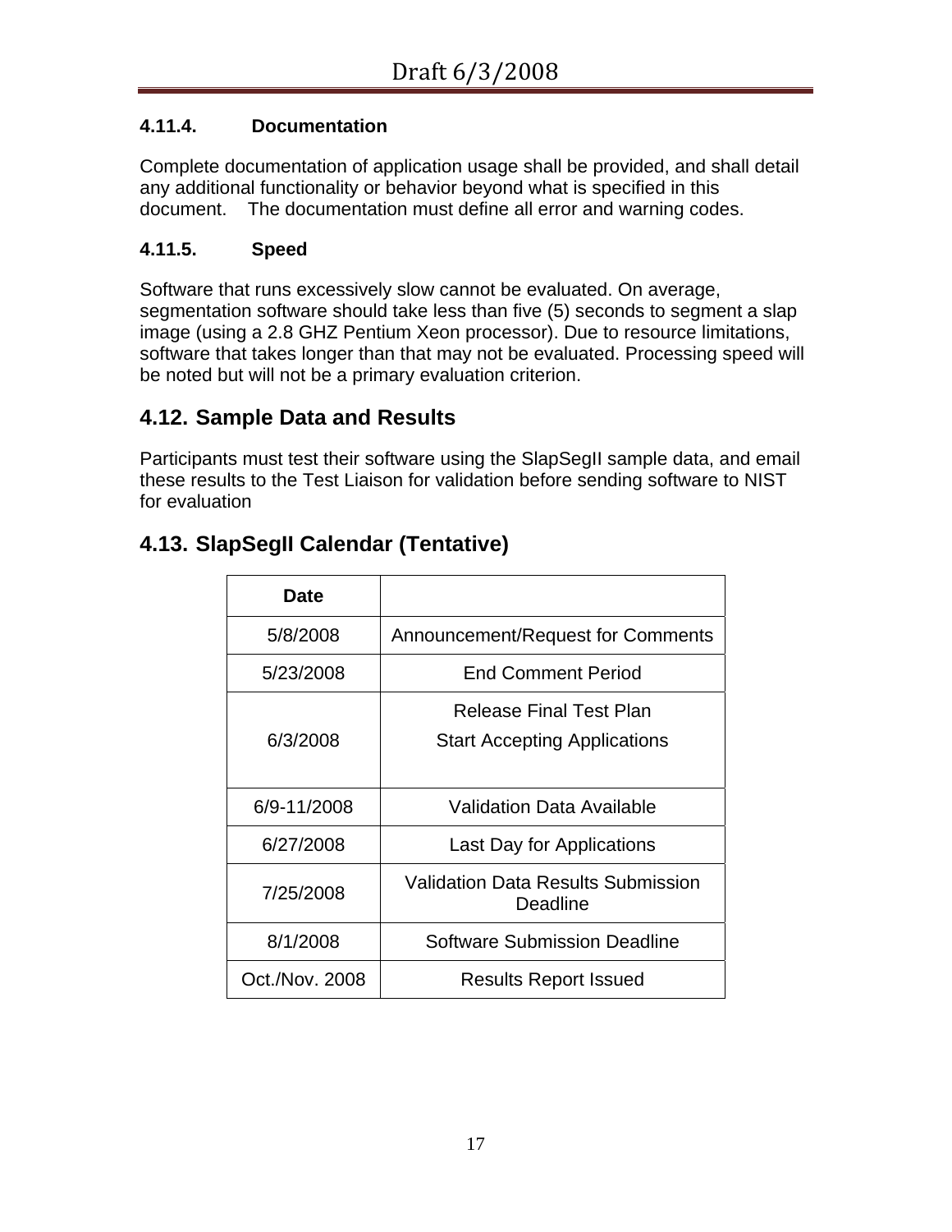#### 4.11.4. Documentation

Complete documentation of application usage shall be provided, and shall detail any additional functionality or behavior beyond what is specified in this document. The documentation must define all error and warning codes.

#### 4.11.5. Speed

Software that runs excessively slow cannot be evaluated. On average, segmentation software should take less than five (5) seconds to segment a slap image (using a 2.8 GHZ Pentium Xeon processor). Due to resource limitations, software that takes longer than that may not be evaluated. Processing speed will be noted but will not be a primary evaluation criterion.

### 4.12. Sample Data and Results

Participants must test their software using the SlapSegII sample data, and email these results to the Test Liaison for validation before sending software to NIST for evaluation

### 4.13. SlapSegII Calendar (Tentative)

| Date | |
|---|---|
| 5/8/2008 | Announcement/Request for Comments |
| 5/23/2008 | End Comment Period |
| 6/3/2008 | Release Final Test Plan<br>Start Accepting Applications |
| 6/9-11/2008 | Validation Data Available |
| 6/27/2008 | Last Day for Applications |
| 7/25/2008 | Validation Data Results Submission Deadline |
| 8/1/2008 | Software Submission Deadline |
| Oct./Nov. 2008 | Results Report Issued |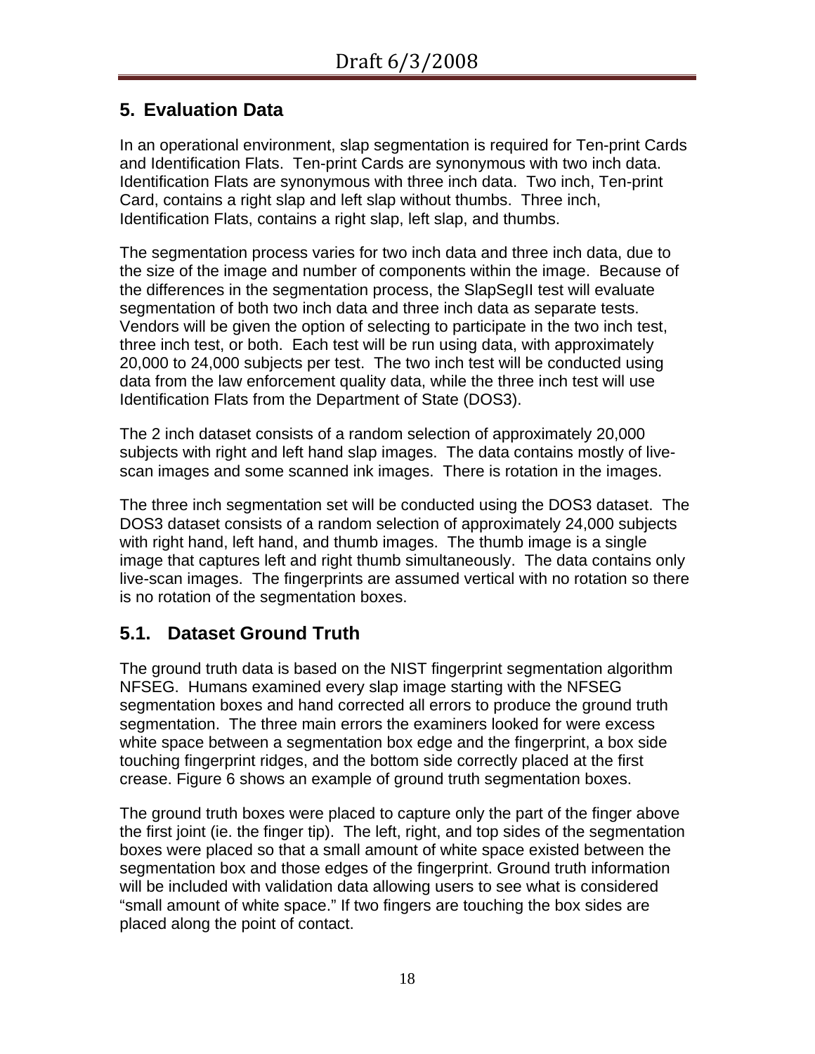## 5. Evaluation Data

In an operational environment, slap segmentation is required for Ten-print Cards and Identification Flats. Ten-print Cards are synonymous with two inch data. Identification Flats are synonymous with three inch data. Two inch, Ten-print Card, contains a right slap and left slap without thumbs. Three inch, Identification Flats, contains a right slap, left slap, and thumbs.

The segmentation process varies for two inch data and three inch data, due to the size of the image and number of components within the image. Because of the differences in the segmentation process, the SlapSegII test will evaluate segmentation of both two inch data and three inch data as separate tests. Vendors will be given the option of selecting to participate in the two inch test, three inch test, or both. Each test will be run using data, with approximately 20,000 to 24,000 subjects per test. The two inch test will be conducted using data from the law enforcement quality data, while the three inch test will use Identification Flats from the Department of State (DOS3).

The 2 inch dataset consists of a random selection of approximately 20,000 subjects with right and left hand slap images. The data contains mostly of live-scan images and some scanned ink images. There is rotation in the images.

The three inch segmentation set will be conducted using the DOS3 dataset. The DOS3 dataset consists of a random selection of approximately 24,000 subjects with right hand, left hand, and thumb images. The thumb image is a single image that captures left and right thumb simultaneously. The data contains only live-scan images. The fingerprints are assumed vertical with no rotation so there is no rotation of the segmentation boxes.

### 5.1. Dataset Ground Truth

The ground truth data is based on the NIST fingerprint segmentation algorithm NFSEG. Humans examined every slap image starting with the NFSEG segmentation boxes and hand corrected all errors to produce the ground truth segmentation. The three main errors the examiners looked for were excess white space between a segmentation box edge and the fingerprint, a box side touching fingerprint ridges, and the bottom side correctly placed at the first crease. Figure 6 shows an example of ground truth segmentation boxes.

The ground truth boxes were placed to capture only the part of the finger above the first joint (ie. the finger tip). The left, right, and top sides of the segmentation boxes were placed so that a small amount of white space existed between the segmentation box and those edges of the fingerprint. Ground truth information will be included with validation data allowing users to see what is considered "small amount of white space." If two fingers are touching the box sides are placed along the point of contact.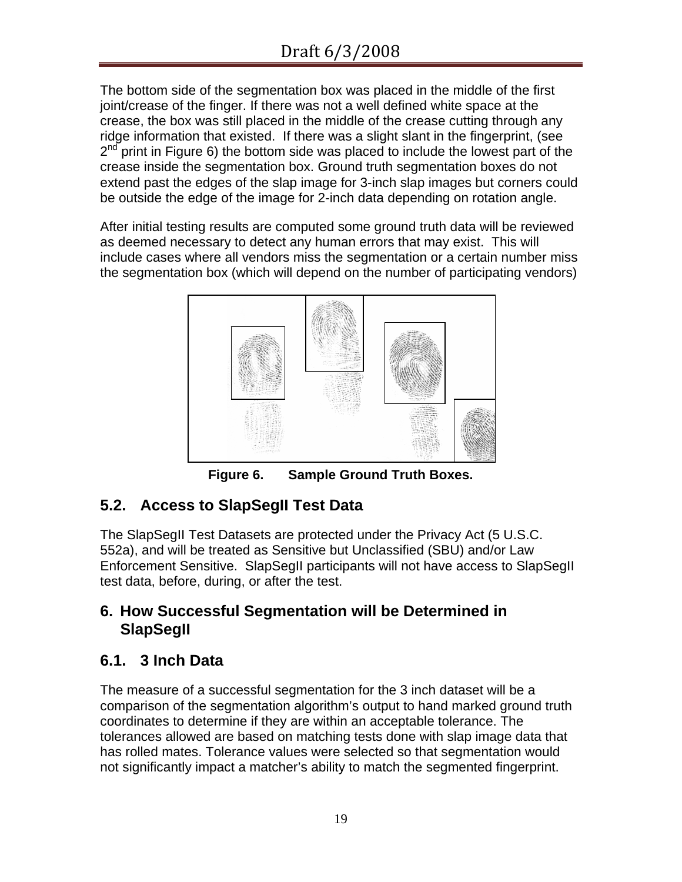The bottom side of the segmentation box was placed in the middle of the first joint/crease of the finger. If there was not a well defined white space at the crease, the box was still placed in the middle of the crease cutting through any ridge information that existed. If there was a slight slant in the fingerprint, (see 2nd print in Figure 6) the bottom side was placed to include the lowest part of the crease inside the segmentation box. Ground truth segmentation boxes do not extend past the edges of the slap image for 3-inch slap images but corners could be outside the edge of the image for 2-inch data depending on rotation angle.

After initial testing results are computed some ground truth data will be reviewed as deemed necessary to detect any human errors that may exist. This will include cases where all vendors miss the segmentation or a certain number miss the segmentation box (which will depend on the number of participating vendors)

**Figure 6. Sample Ground Truth Boxes.**

## 5.2. Access to SlapSegII Test Data

The SlapSegII Test Datasets are protected under the Privacy Act (5 U.S.C. 552a), and will be treated as Sensitive but Unclassified (SBU) and/or Law Enforcement Sensitive. SlapSegII participants will not have access to SlapSegII test data, before, during, or after the test.

# 6. How Successful Segmentation will be Determined in SlapSegII

## 6.1. 3 Inch Data

The measure of a successful segmentation for the 3 inch dataset will be a comparison of the segmentation algorithm's output to hand marked ground truth coordinates to determine if they are within an acceptable tolerance. The tolerances allowed are based on matching tests done with slap image data that has rolled mates. Tolerance values were selected so that segmentation would not significantly impact a matcher's ability to match the segmented fingerprint.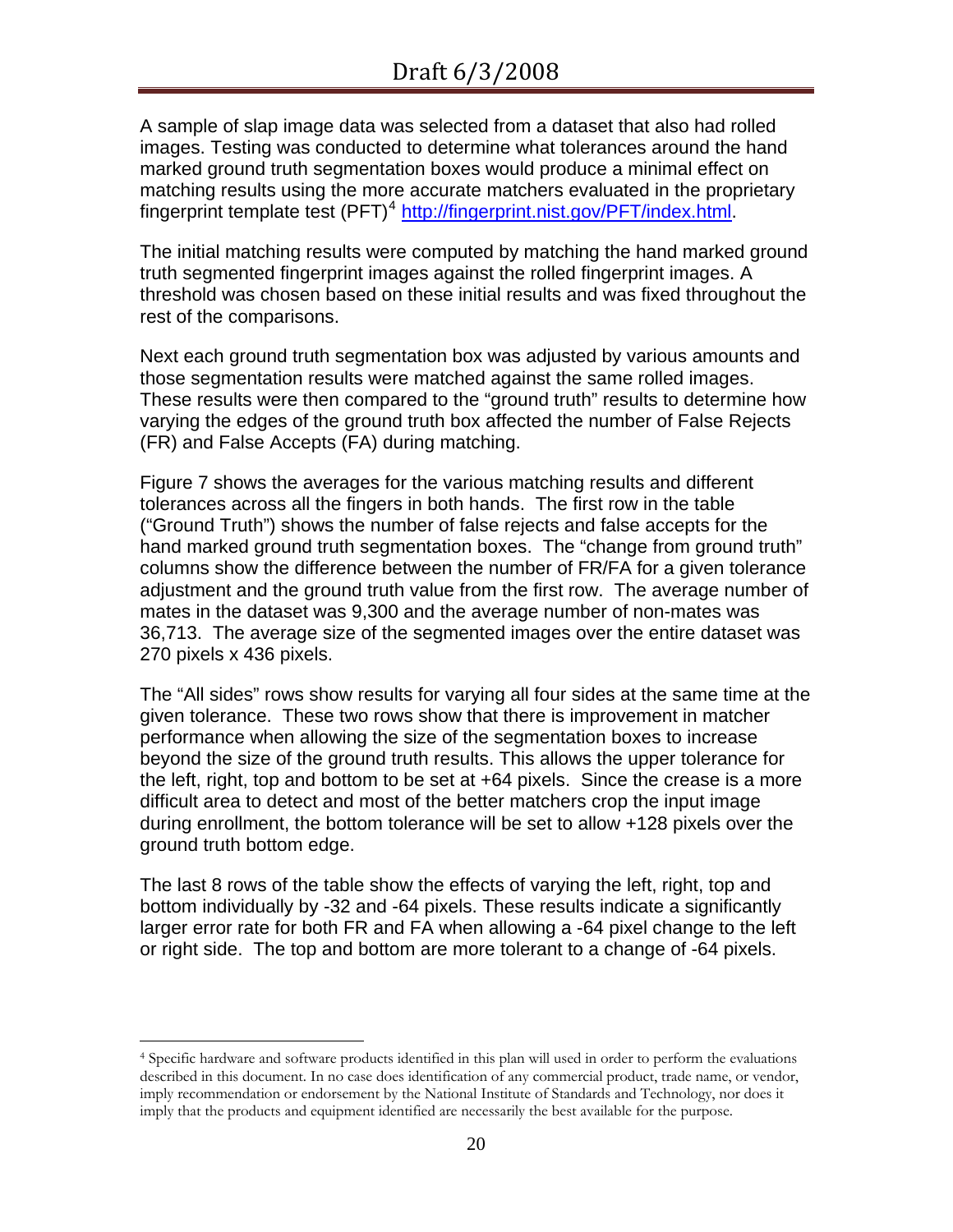A sample of slap image data was selected from a dataset that also had rolled images. Testing was conducted to determine what tolerances around the hand marked ground truth segmentation boxes would produce a minimal effect on matching results using the more accurate matchers evaluated in the proprietary fingerprint template test (PFT)[4] http://fingerprint.nist.gov/PFT/index.html.

The initial matching results were computed by matching the hand marked ground truth segmented fingerprint images against the rolled fingerprint images. A threshold was chosen based on these initial results and was fixed throughout the rest of the comparisons.

Next each ground truth segmentation box was adjusted by various amounts and those segmentation results were matched against the same rolled images. These results were then compared to the "ground truth" results to determine how varying the edges of the ground truth box affected the number of False Rejects (FR) and False Accepts (FA) during matching.

Figure 7 shows the averages for the various matching results and different tolerances across all the fingers in both hands. The first row in the table ("Ground Truth") shows the number of false rejects and false accepts for the hand marked ground truth segmentation boxes. The "change from ground truth" columns show the difference between the number of FR/FA for a given tolerance adjustment and the ground truth value from the first row. The average number of mates in the dataset was 9,300 and the average number of non-mates was 36,713. The average size of the segmented images over the entire dataset was 270 pixels x 436 pixels.

The "All sides" rows show results for varying all four sides at the same time at the given tolerance. These two rows show that there is improvement in matcher performance when allowing the size of the segmentation boxes to increase beyond the size of the ground truth results. This allows the upper tolerance for the left, right, top and bottom to be set at +64 pixels. Since the crease is a more difficult area to detect and most of the better matchers crop the input image during enrollment, the bottom tolerance will be set to allow +128 pixels over the ground truth bottom edge.

The last 8 rows of the table show the effects of varying the left, right, top and bottom individually by -32 and -64 pixels. These results indicate a significantly larger error rate for both FR and FA when allowing a -64 pixel change to the left or right side. The top and bottom are more tolerant to a change of -64 pixels.

[4] Specific hardware and software products identified in this plan will used in order to perform the evaluations described in this document. In no case does identification of any commercial product, trade name, or vendor, imply recommendation or endorsement by the National Institute of Standards and Technology, nor does it imply that the products and equipment identified are necessarily the best available for the purpose.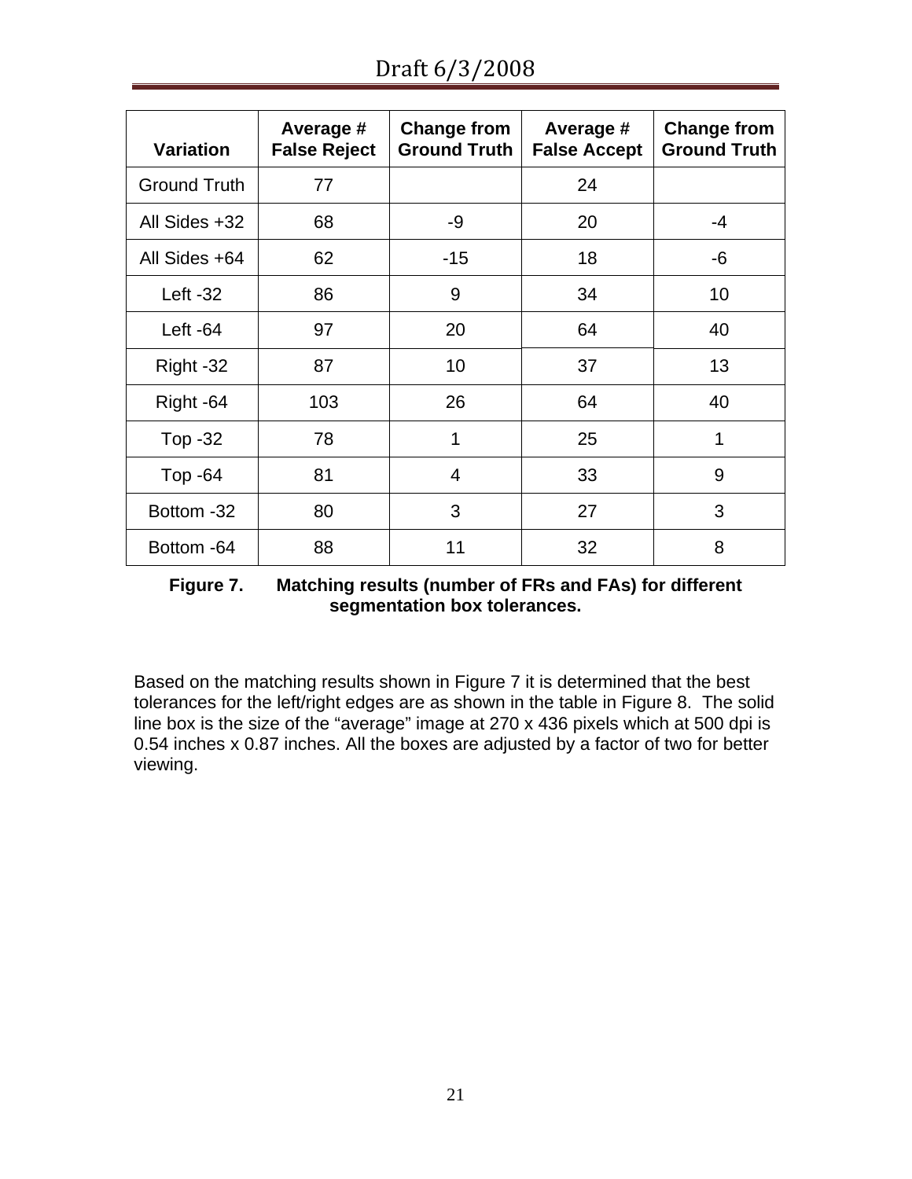| Variation | Average # False Reject | Change from Ground Truth | Average # False Accept | Change from Ground Truth |
|---|---|---|---|---|
| Ground Truth | 77 | | 24 | |
| All Sides +32 | 68 | -9 | 20 | -4 |
| All Sides +64 | 62 | -15 | 18 | -6 |
| Left -32 | 86 | 9 | 34 | 10 |
| Left -64 | 97 | 20 | 64 | 40 |
| Right -32 | 87 | 10 | 37 | 13 |
| Right -64 | 103 | 26 | 64 | 40 |
| Top -32 | 78 | 1 | 25 | 1 |
| Top -64 | 81 | 4 | 33 | 9 |
| Bottom -32 | 80 | 3 | 27 | 3 |
| Bottom -64 | 88 | 11 | 32 | 8 |

**Figure 7. Matching results (number of FRs and FAs) for different segmentation box tolerances.**

Based on the matching results shown in Figure 7 it is determined that the best tolerances for the left/right edges are as shown in the table in Figure 8. The solid line box is the size of the "average" image at 270 x 436 pixels which at 500 dpi is 0.54 inches x 0.87 inches. All the boxes are adjusted by a factor of two for better viewing.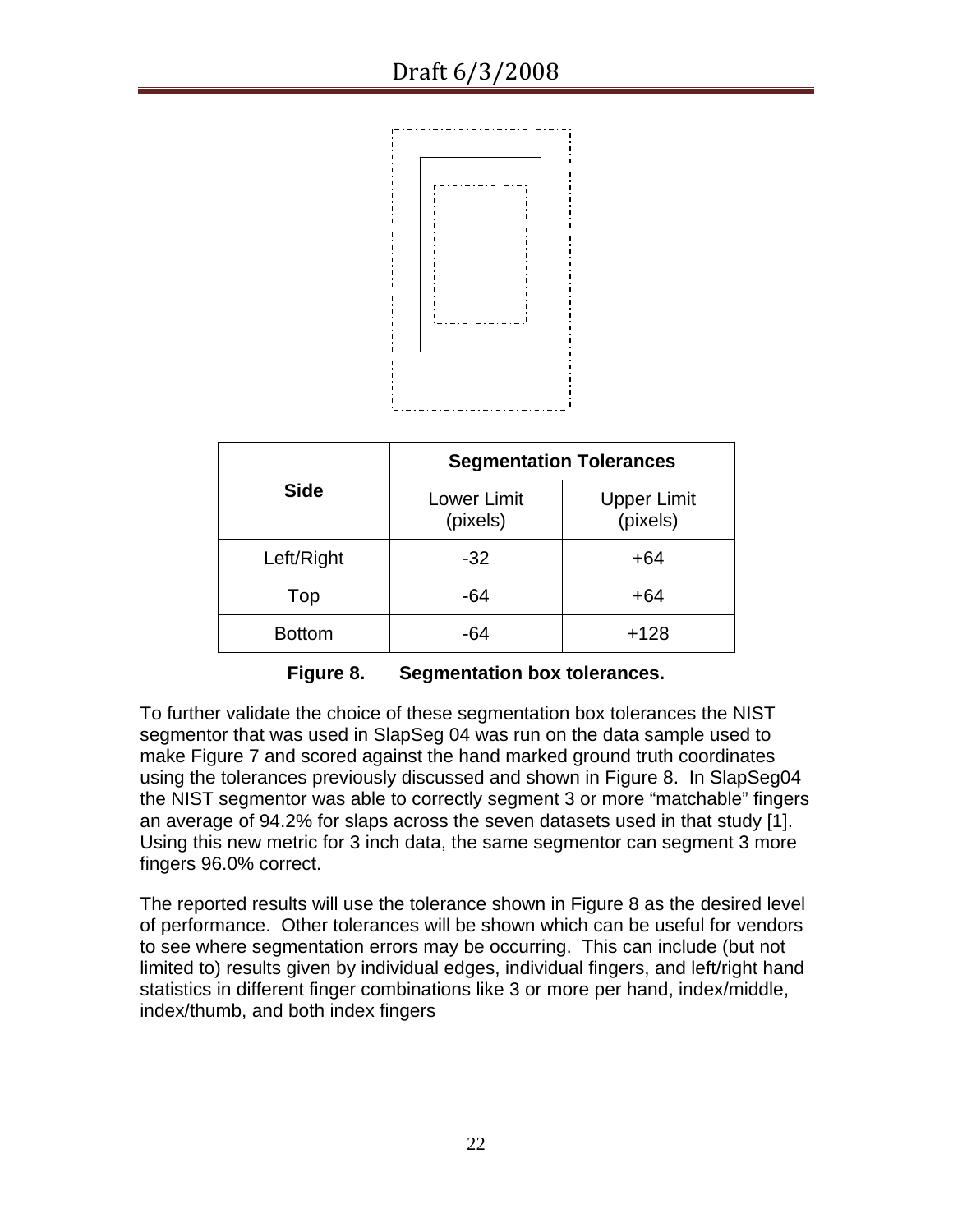| Side | Segmentation Tolerances | |
|---|---|---|
| | Lower Limit (pixels) | Upper Limit (pixels) |
| Left/Right | -32 | +64 |
| Top | -64 | +64 |
| Bottom | -64 | +128 |

**Figure 8. Segmentation box tolerances.**

To further validate the choice of these segmentation box tolerances the NIST segmentor that was used in SlapSeg 04 was run on the data sample used to make Figure 7 and scored against the hand marked ground truth coordinates using the tolerances previously discussed and shown in Figure 8. In SlapSeg04 the NIST segmentor was able to correctly segment 3 or more "matchable" fingers an average of 94.2% for slaps across the seven datasets used in that study [1]. Using this new metric for 3 inch data, the same segmentor can segment 3 more fingers 96.0% correct.

The reported results will use the tolerance shown in Figure 8 as the desired level of performance. Other tolerances will be shown which can be useful for vendors to see where segmentation errors may be occurring. This can include (but not limited to) results given by individual edges, individual fingers, and left/right hand statistics in different finger combinations like 3 or more per hand, index/middle, index/thumb, and both index fingers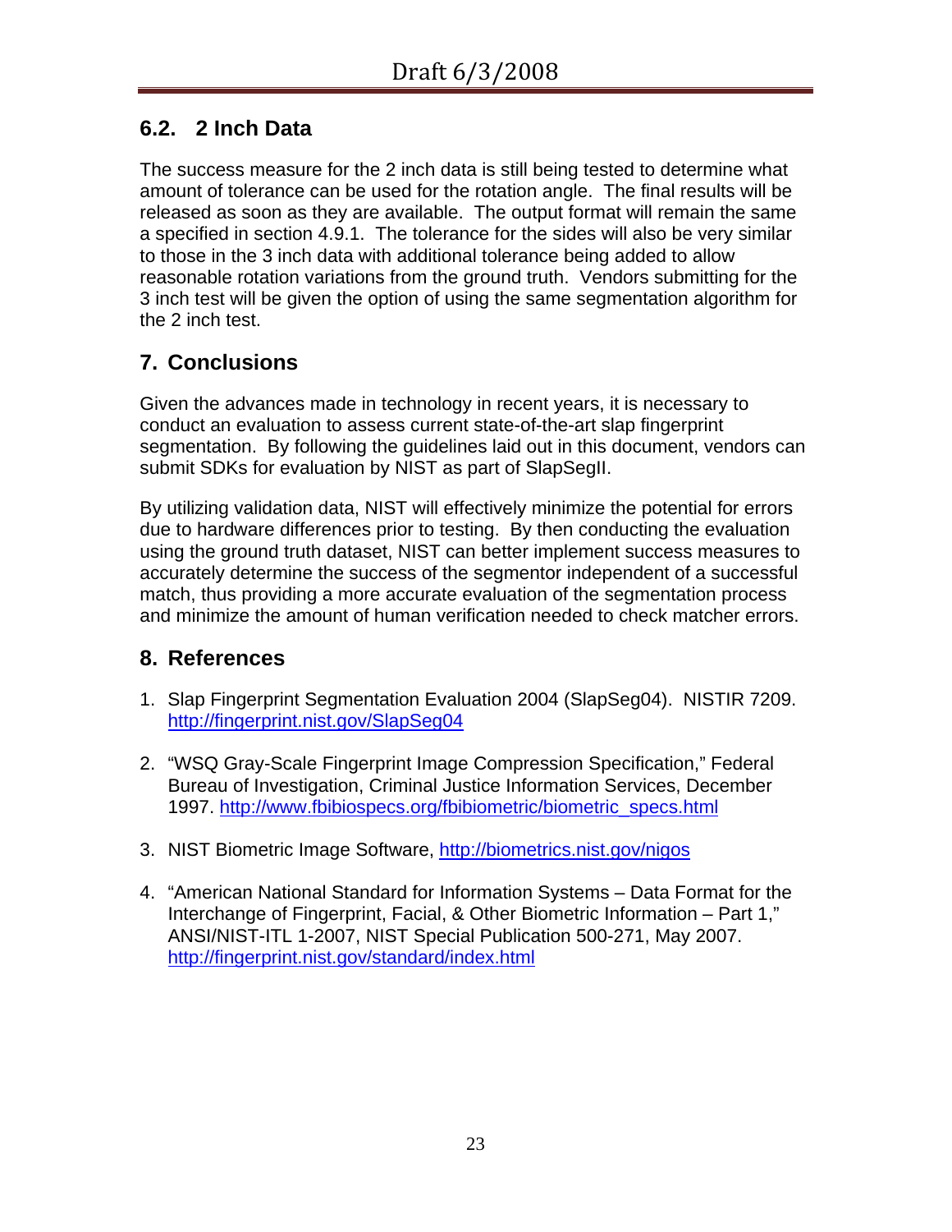## 6.2. 2 Inch Data

The success measure for the 2 inch data is still being tested to determine what amount of tolerance can be used for the rotation angle. The final results will be released as soon as they are available. The output format will remain the same a specified in section 4.9.1. The tolerance for the sides will also be very similar to those in the 3 inch data with additional tolerance being added to allow reasonable rotation variations from the ground truth. Vendors submitting for the 3 inch test will be given the option of using the same segmentation algorithm for the 2 inch test.

# 7. Conclusions

Given the advances made in technology in recent years, it is necessary to conduct an evaluation to assess current state-of-the-art slap fingerprint segmentation. By following the guidelines laid out in this document, vendors can submit SDKs for evaluation by NIST as part of SlapSegII.

By utilizing validation data, NIST will effectively minimize the potential for errors due to hardware differences prior to testing. By then conducting the evaluation using the ground truth dataset, NIST can better implement success measures to accurately determine the success of the segmentor independent of a successful match, thus providing a more accurate evaluation of the segmentation process and minimize the amount of human verification needed to check matcher errors.

# 8. References

1. Slap Fingerprint Segmentation Evaluation 2004 (SlapSeg04). NISTIR 7209. http://fingerprint.nist.gov/SlapSeg04

2. "WSQ Gray-Scale Fingerprint Image Compression Specification," Federal Bureau of Investigation, Criminal Justice Information Services, December 1997. http://www.fbibiospecs.org/fbibiometric/biometric_specs.html

3. NIST Biometric Image Software, http://biometrics.nist.gov/nigos

4. "American National Standard for Information Systems – Data Format for the Interchange of Fingerprint, Facial, & Other Biometric Information – Part 1," ANSI/NIST-ITL 1-2007, NIST Special Publication 500-271, May 2007. http://fingerprint.nist.gov/standard/index.html